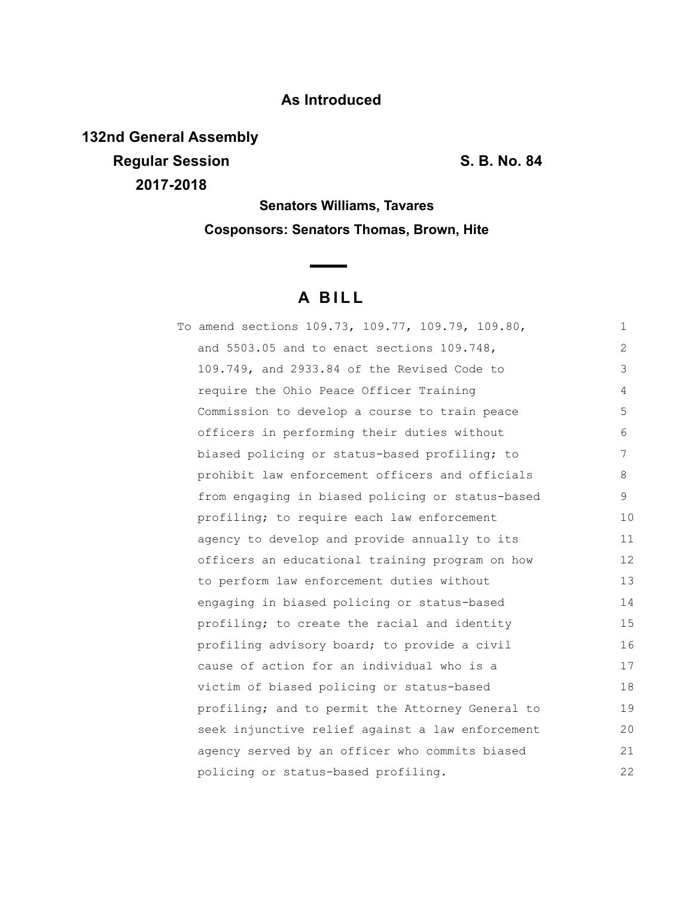**As Introduced**

**132nd General Assembly**

**Regular Session** **S. B. No. 84**

**2017-2018**

**Senators Williams, Tavares**

**Cosponsors: Senators Thomas, Brown, Hite**

# A BILL

To amend sections 109.73, 109.77, 109.79, 109.80, and 5503.05 and to enact sections 109.748, 109.749, and 2933.84 of the Revised Code to require the Ohio Peace Officer Training Commission to develop a course to train peace officers in performing their duties without biased policing or status-based profiling; to prohibit law enforcement officers and officials from engaging in biased policing or status-based profiling; to require each law enforcement agency to develop and provide annually to its officers an educational training program on how to perform law enforcement duties without engaging in biased policing or status-based profiling; to create the racial and identity profiling advisory board; to provide a civil cause of action for an individual who is a victim of biased policing or status-based profiling; and to permit the Attorney General to seek injunctive relief against a law enforcement agency served by an officer who commits biased policing or status-based profiling.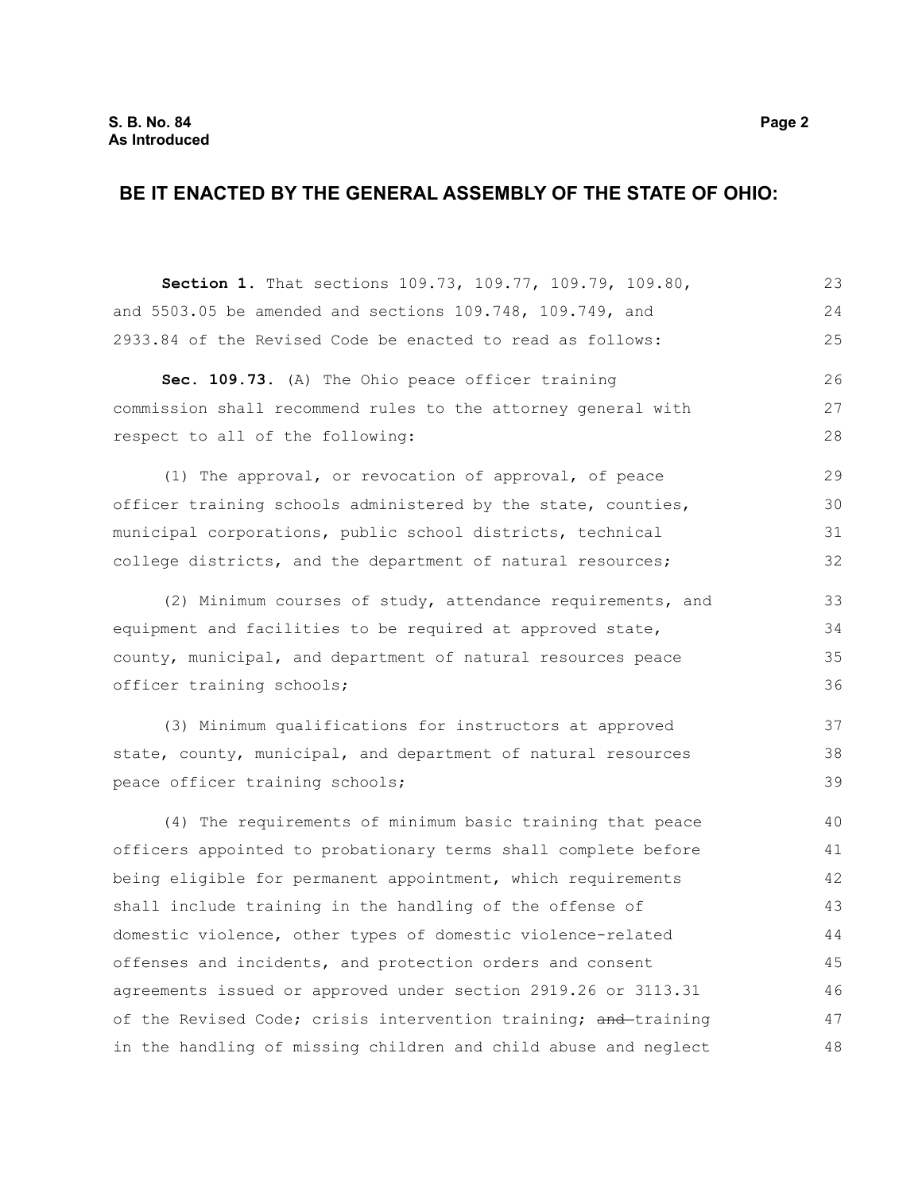# BE IT ENACTED BY THE GENERAL ASSEMBLY OF THE STATE OF OHIO:

**Section 1.** That sections 109.73, 109.77, 109.79, 109.80, and 5503.05 be amended and sections 109.748, 109.749, and 2933.84 of the Revised Code be enacted to read as follows:

**Sec. 109.73.** (A) The Ohio peace officer training commission shall recommend rules to the attorney general with respect to all of the following:

(1) The approval, or revocation of approval, of peace officer training schools administered by the state, counties, municipal corporations, public school districts, technical college districts, and the department of natural resources;

(2) Minimum courses of study, attendance requirements, and equipment and facilities to be required at approved state, county, municipal, and department of natural resources peace officer training schools;

(3) Minimum qualifications for instructors at approved state, county, municipal, and department of natural resources peace officer training schools;

(4) The requirements of minimum basic training that peace officers appointed to probationary terms shall complete before being eligible for permanent appointment, which requirements shall include training in the handling of the offense of domestic violence, other types of domestic violence-related offenses and incidents, and protection orders and consent agreements issued or approved under section 2919.26 or 3113.31 of the Revised Code; crisis intervention training; ~~and~~ training in the handling of missing children and child abuse and neglect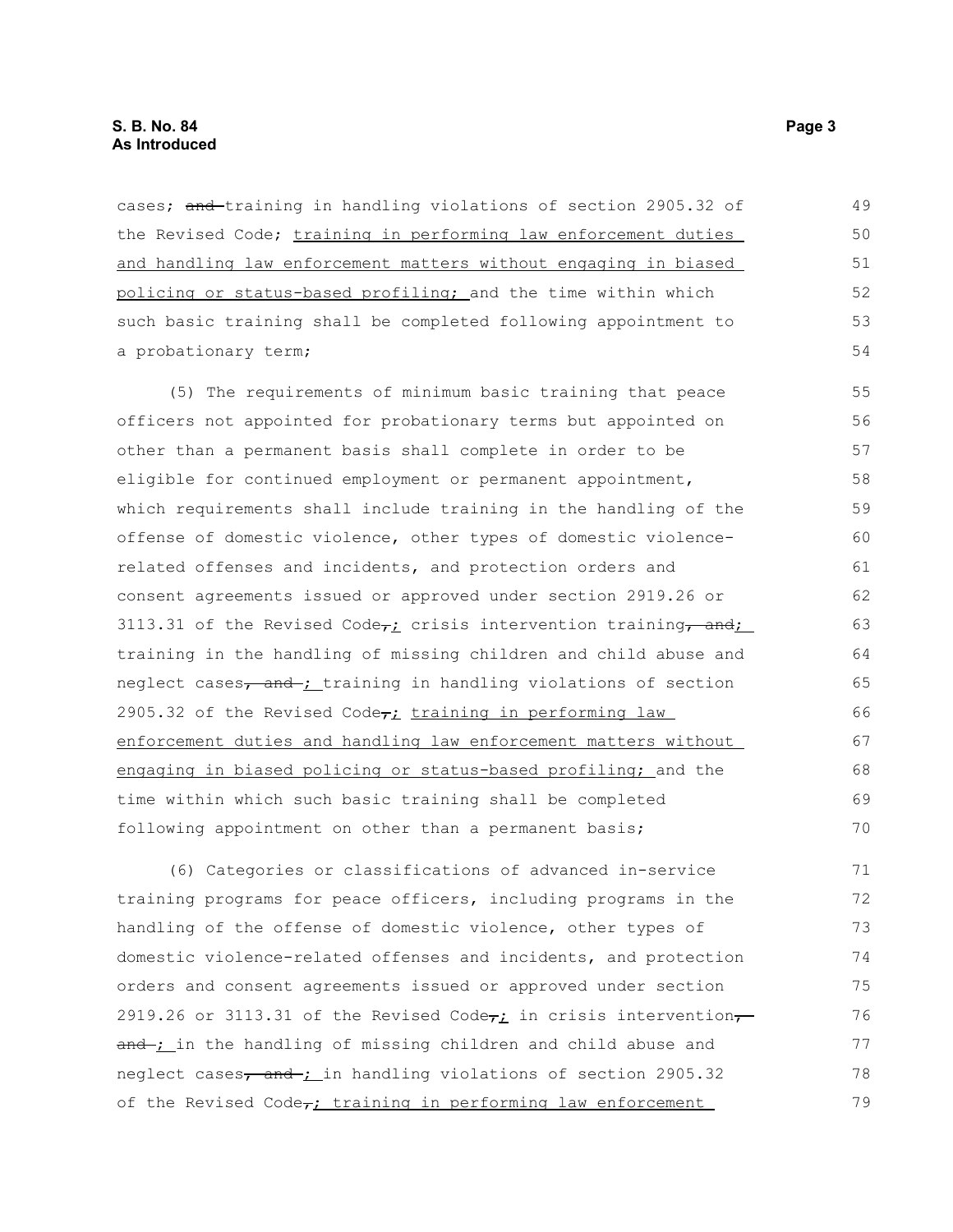cases; ~~and~~ training in handling violations of section 2905.32 of the Revised Code; <u>training in performing law enforcement duties and handling law enforcement matters without engaging in biased policing or status-based profiling;</u> and the time within which such basic training shall be completed following appointment to a probationary term;

(5) The requirements of minimum basic training that peace officers not appointed for probationary terms but appointed on other than a permanent basis shall complete in order to be eligible for continued employment or permanent appointment, which requirements shall include training in the handling of the offense of domestic violence, other types of domestic violence-related offenses and incidents, and protection orders and consent agreements issued or approved under section 2919.26 or 3113.31 of the Revised Code~~,~~<u>;</u> crisis intervention training~~, and~~<u>;</u> training in the handling of missing children and child abuse and neglect cases~~, and~~ <u>;</u> training in handling violations of section 2905.32 of the Revised Code~~,~~<u>;</u> <u>training in performing law enforcement duties and handling law enforcement matters without engaging in biased policing or status-based profiling;</u> and the time within which such basic training shall be completed following appointment on other than a permanent basis;

(6) Categories or classifications of advanced in-service training programs for peace officers, including programs in the handling of the offense of domestic violence, other types of domestic violence-related offenses and incidents, and protection orders and consent agreements issued or approved under section 2919.26 or 3113.31 of the Revised Code~~,~~<u>;</u> in crisis intervention~~, and~~ <u>;</u> in the handling of missing children and child abuse and neglect cases~~, and~~ <u>;</u> in handling violations of section 2905.32 of the Revised Code~~,~~<u>; training in performing law enforcement</u>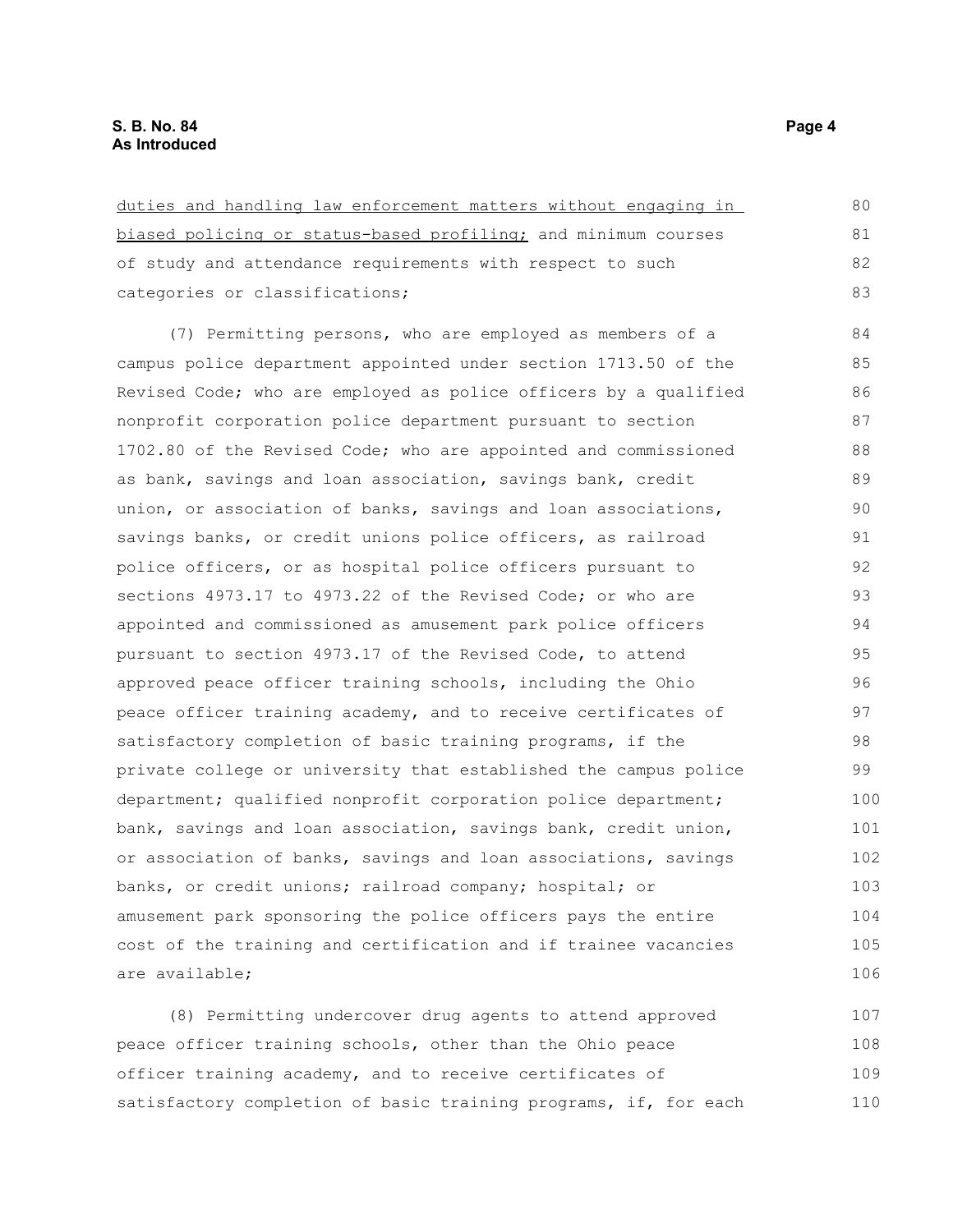duties and handling law enforcement matters without engaging in biased policing or status-based profiling; and minimum courses of study and attendance requirements with respect to such categories or classifications;

(7) Permitting persons, who are employed as members of a campus police department appointed under section 1713.50 of the Revised Code; who are employed as police officers by a qualified nonprofit corporation police department pursuant to section 1702.80 of the Revised Code; who are appointed and commissioned as bank, savings and loan association, savings bank, credit union, or association of banks, savings and loan associations, savings banks, or credit unions police officers, as railroad police officers, or as hospital police officers pursuant to sections 4973.17 to 4973.22 of the Revised Code; or who are appointed and commissioned as amusement park police officers pursuant to section 4973.17 of the Revised Code, to attend approved peace officer training schools, including the Ohio peace officer training academy, and to receive certificates of satisfactory completion of basic training programs, if the private college or university that established the campus police department; qualified nonprofit corporation police department; bank, savings and loan association, savings bank, credit union, or association of banks, savings and loan associations, savings banks, or credit unions; railroad company; hospital; or amusement park sponsoring the police officers pays the entire cost of the training and certification and if trainee vacancies are available;

(8) Permitting undercover drug agents to attend approved peace officer training schools, other than the Ohio peace officer training academy, and to receive certificates of satisfactory completion of basic training programs, if, for each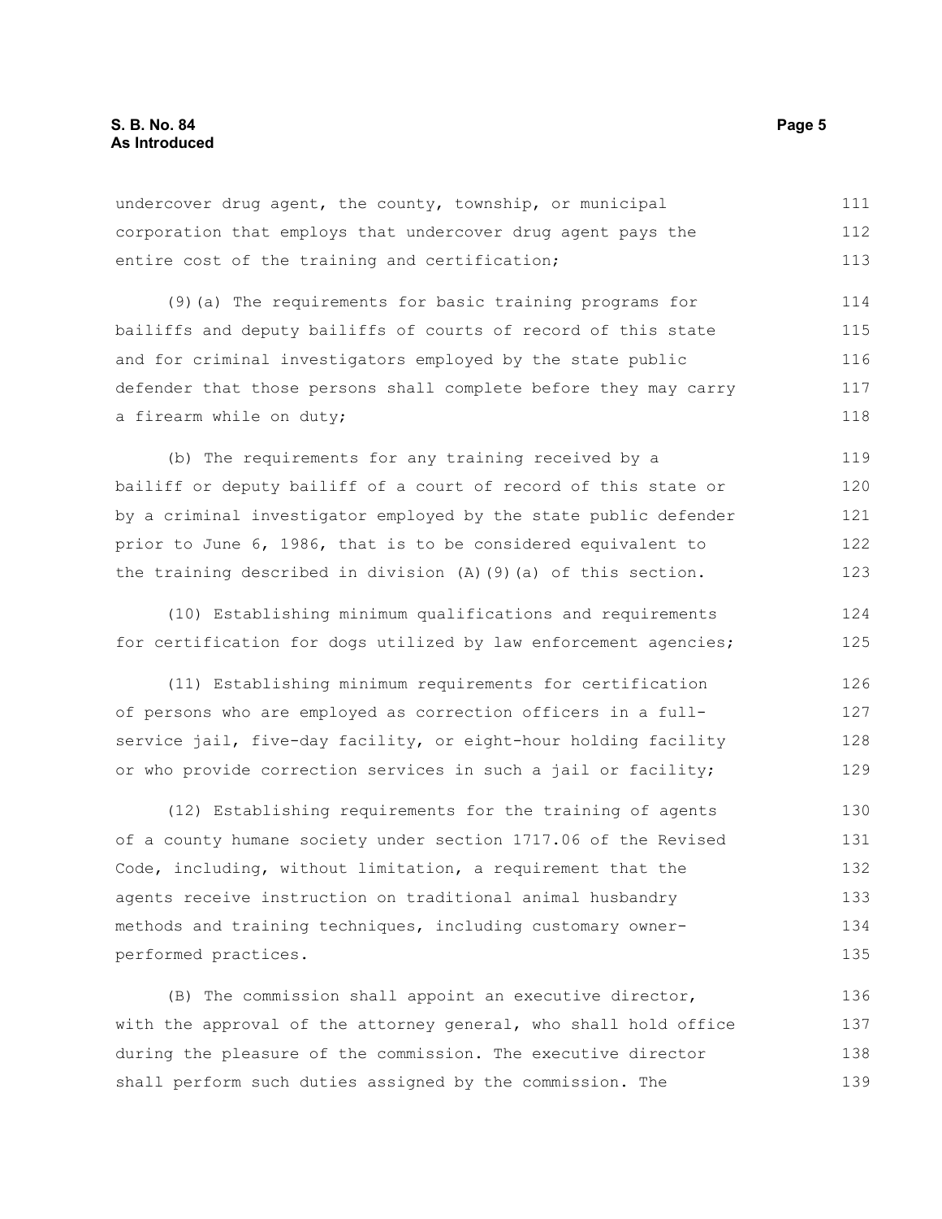undercover drug agent, the county, township, or municipal corporation that employs that undercover drug agent pays the entire cost of the training and certification;

(9)(a) The requirements for basic training programs for bailiffs and deputy bailiffs of courts of record of this state and for criminal investigators employed by the state public defender that those persons shall complete before they may carry a firearm while on duty;

(b) The requirements for any training received by a bailiff or deputy bailiff of a court of record of this state or by a criminal investigator employed by the state public defender prior to June 6, 1986, that is to be considered equivalent to the training described in division (A)(9)(a) of this section.

(10) Establishing minimum qualifications and requirements for certification for dogs utilized by law enforcement agencies;

(11) Establishing minimum requirements for certification of persons who are employed as correction officers in a full-service jail, five-day facility, or eight-hour holding facility or who provide correction services in such a jail or facility;

(12) Establishing requirements for the training of agents of a county humane society under section 1717.06 of the Revised Code, including, without limitation, a requirement that the agents receive instruction on traditional animal husbandry methods and training techniques, including customary owner-performed practices.

(B) The commission shall appoint an executive director, with the approval of the attorney general, who shall hold office during the pleasure of the commission. The executive director shall perform such duties assigned by the commission. The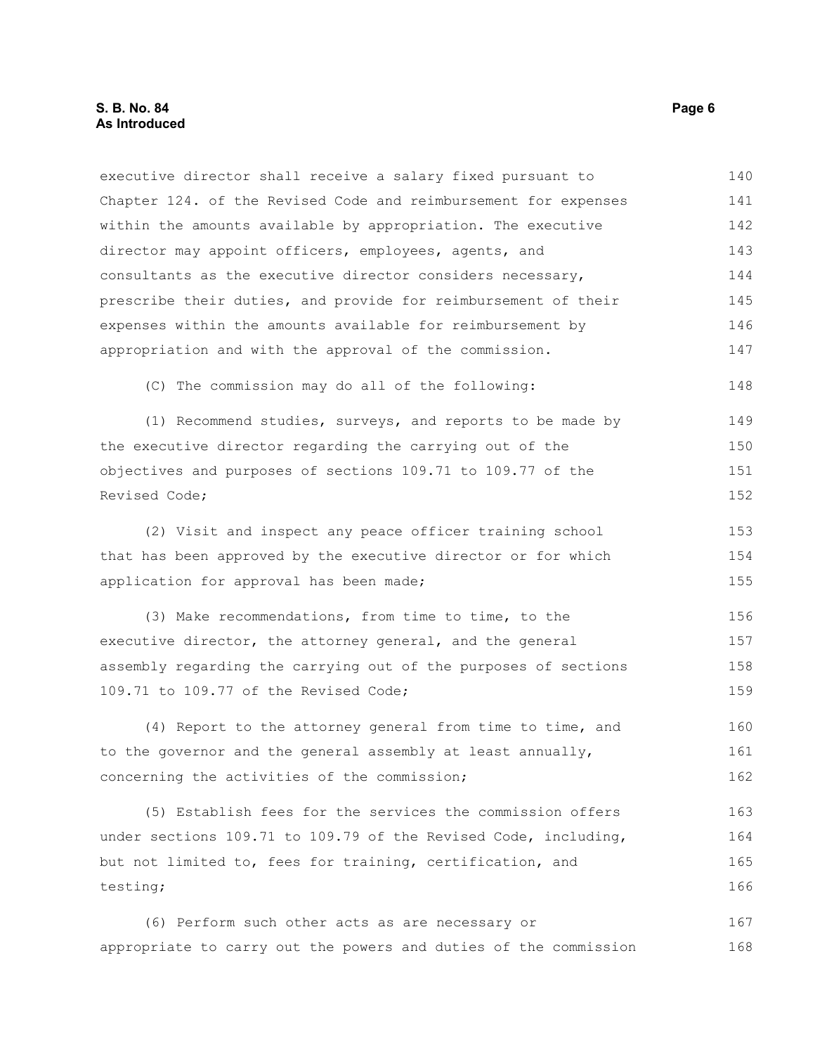executive director shall receive a salary fixed pursuant to Chapter 124. of the Revised Code and reimbursement for expenses within the amounts available by appropriation. The executive director may appoint officers, employees, agents, and consultants as the executive director considers necessary, prescribe their duties, and provide for reimbursement of their expenses within the amounts available for reimbursement by appropriation and with the approval of the commission.

(C) The commission may do all of the following:

(1) Recommend studies, surveys, and reports to be made by the executive director regarding the carrying out of the objectives and purposes of sections 109.71 to 109.77 of the Revised Code;

(2) Visit and inspect any peace officer training school that has been approved by the executive director or for which application for approval has been made;

(3) Make recommendations, from time to time, to the executive director, the attorney general, and the general assembly regarding the carrying out of the purposes of sections 109.71 to 109.77 of the Revised Code;

(4) Report to the attorney general from time to time, and to the governor and the general assembly at least annually, concerning the activities of the commission;

(5) Establish fees for the services the commission offers under sections 109.71 to 109.79 of the Revised Code, including, but not limited to, fees for training, certification, and testing;

(6) Perform such other acts as are necessary or appropriate to carry out the powers and duties of the commission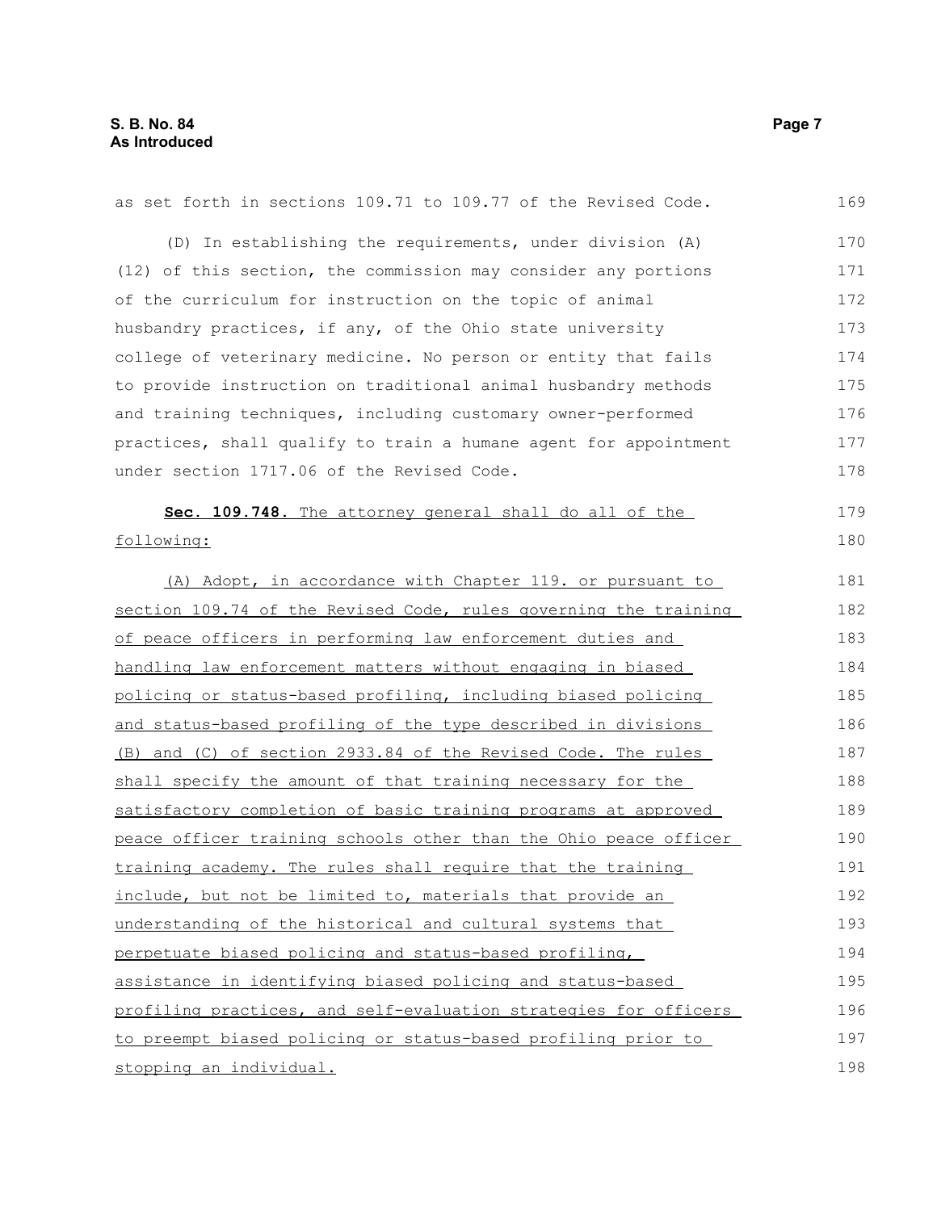as set forth in sections 109.71 to 109.77 of the Revised Code.

(D) In establishing the requirements, under division (A)(12) of this section, the commission may consider any portions of the curriculum for instruction on the topic of animal husbandry practices, if any, of the Ohio state university college of veterinary medicine. No person or entity that fails to provide instruction on traditional animal husbandry methods and training techniques, including customary owner-performed practices, shall qualify to train a humane agent for appointment under section 1717.06 of the Revised Code.

**Sec. 109.748.** The attorney general shall do all of the following:

(A) Adopt, in accordance with Chapter 119. or pursuant to section 109.74 of the Revised Code, rules governing the training of peace officers in performing law enforcement duties and handling law enforcement matters without engaging in biased policing or status-based profiling, including biased policing and status-based profiling of the type described in divisions (B) and (C) of section 2933.84 of the Revised Code. The rules shall specify the amount of that training necessary for the satisfactory completion of basic training programs at approved peace officer training schools other than the Ohio peace officer training academy. The rules shall require that the training include, but not be limited to, materials that provide an understanding of the historical and cultural systems that perpetuate biased policing and status-based profiling, assistance in identifying biased policing and status-based profiling practices, and self-evaluation strategies for officers to preempt biased policing or status-based profiling prior to stopping an individual.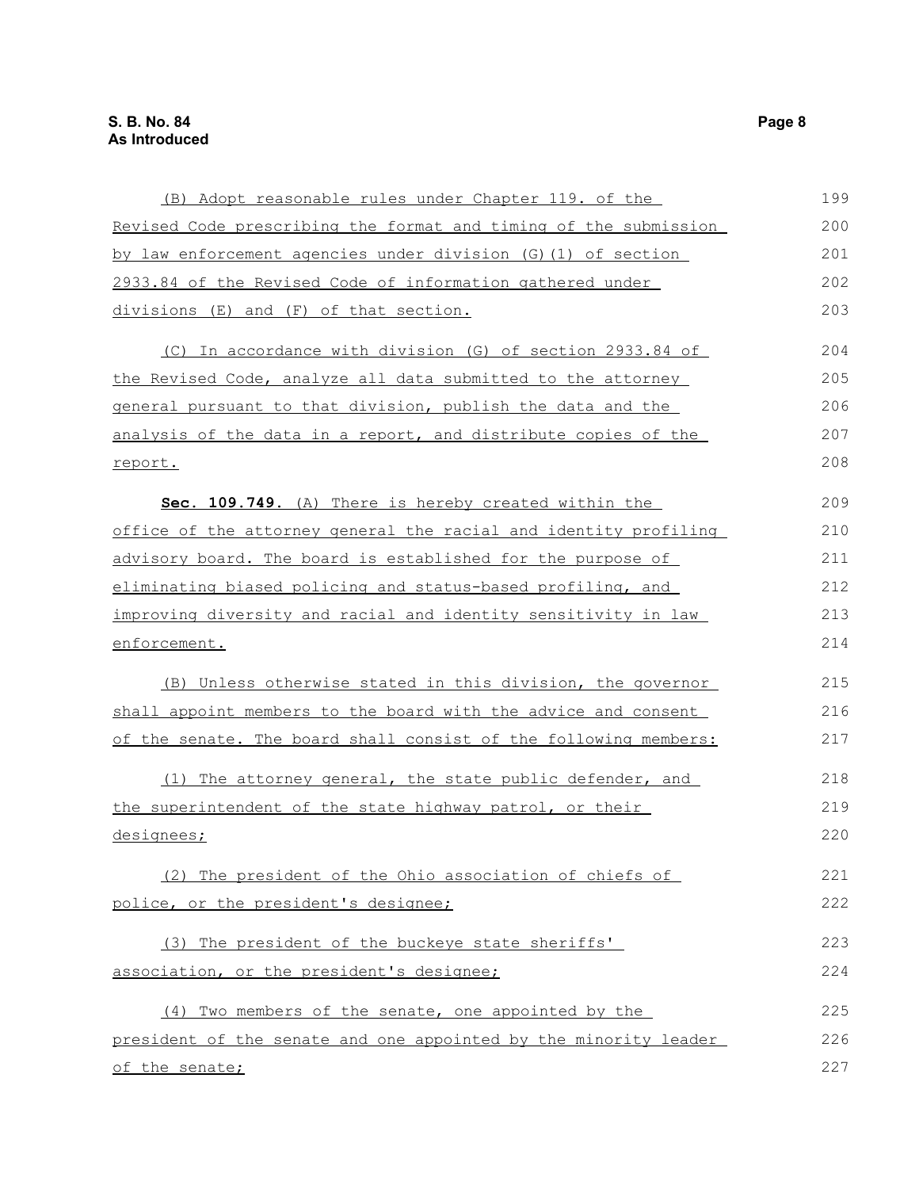(B) Adopt reasonable rules under Chapter 119. of the Revised Code prescribing the format and timing of the submission by law enforcement agencies under division (G)(1) of section 2933.84 of the Revised Code of information gathered under divisions (E) and (F) of that section.

(C) In accordance with division (G) of section 2933.84 of the Revised Code, analyze all data submitted to the attorney general pursuant to that division, publish the data and the analysis of the data in a report, and distribute copies of the report.

**Sec. 109.749.** (A) There is hereby created within the office of the attorney general the racial and identity profiling advisory board. The board is established for the purpose of eliminating biased policing and status-based profiling, and improving diversity and racial and identity sensitivity in law enforcement.

(B) Unless otherwise stated in this division, the governor shall appoint members to the board with the advice and consent of the senate. The board shall consist of the following members:

(1) The attorney general, the state public defender, and the superintendent of the state highway patrol, or their designees;

(2) The president of the Ohio association of chiefs of police, or the president's designee;

(3) The president of the buckeye state sheriffs' association, or the president's designee;

(4) Two members of the senate, one appointed by the president of the senate and one appointed by the minority leader of the senate;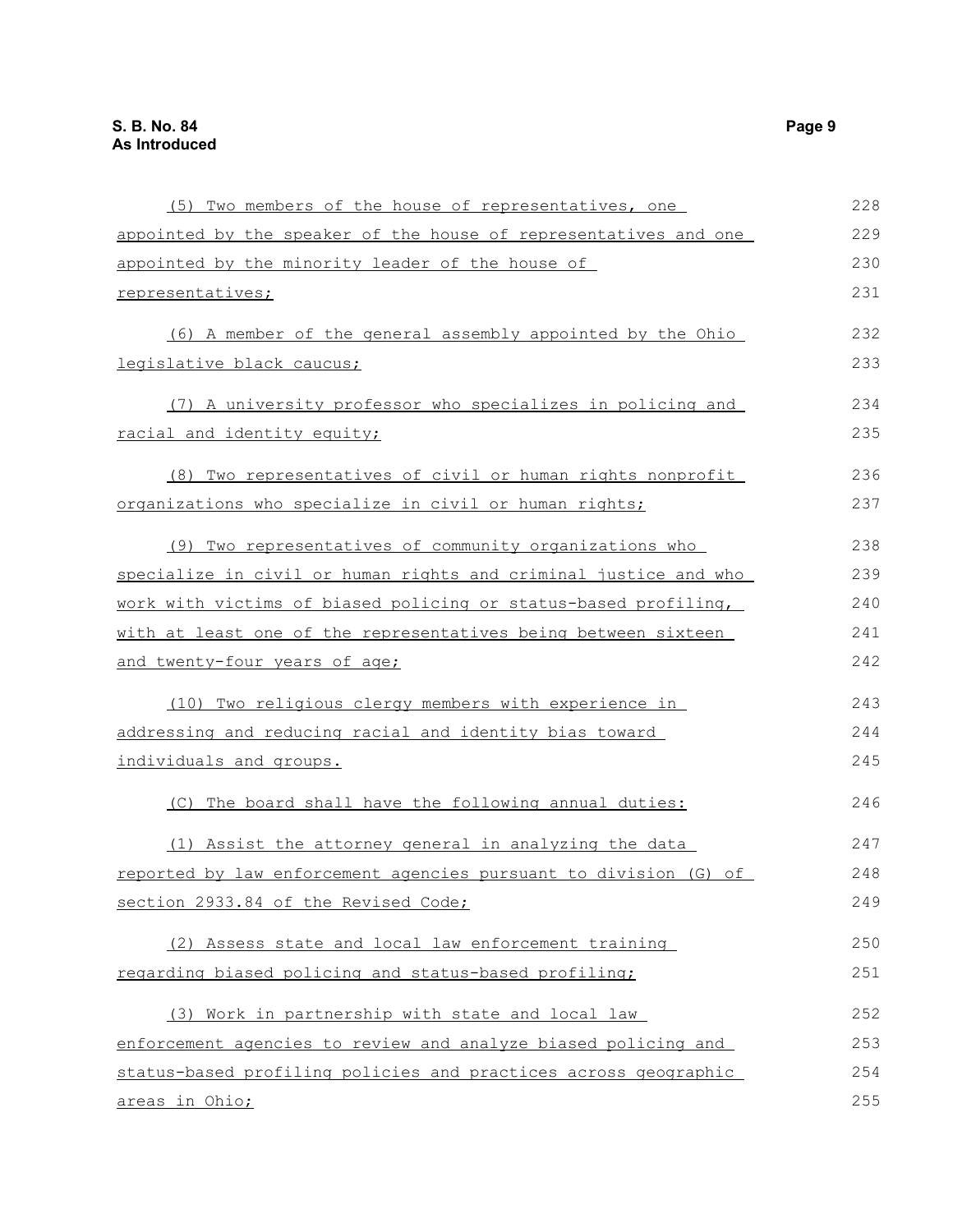(5) Two members of the house of representatives, one appointed by the speaker of the house of representatives and one appointed by the minority leader of the house of representatives;

(6) A member of the general assembly appointed by the Ohio legislative black caucus;

(7) A university professor who specializes in policing and racial and identity equity;

(8) Two representatives of civil or human rights nonprofit organizations who specialize in civil or human rights;

(9) Two representatives of community organizations who specialize in civil or human rights and criminal justice and who work with victims of biased policing or status-based profiling, with at least one of the representatives being between sixteen and twenty-four years of age;

(10) Two religious clergy members with experience in addressing and reducing racial and identity bias toward individuals and groups.

(C) The board shall have the following annual duties:

(1) Assist the attorney general in analyzing the data reported by law enforcement agencies pursuant to division (G) of section 2933.84 of the Revised Code;

(2) Assess state and local law enforcement training regarding biased policing and status-based profiling;

(3) Work in partnership with state and local law enforcement agencies to review and analyze biased policing and status-based profiling policies and practices across geographic areas in Ohio;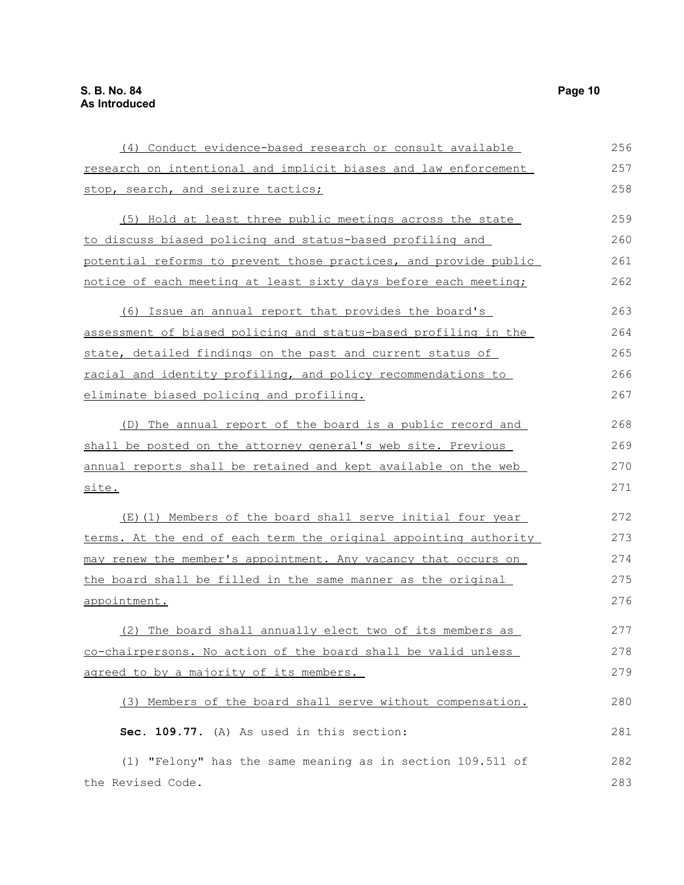(4) Conduct evidence-based research or consult available research on intentional and implicit biases and law enforcement stop, search, and seizure tactics;

(5) Hold at least three public meetings across the state to discuss biased policing and status-based profiling and potential reforms to prevent those practices, and provide public notice of each meeting at least sixty days before each meeting;

(6) Issue an annual report that provides the board's assessment of biased policing and status-based profiling in the state, detailed findings on the past and current status of racial and identity profiling, and policy recommendations to eliminate biased policing and profiling.

(D) The annual report of the board is a public record and shall be posted on the attorney general's web site. Previous annual reports shall be retained and kept available on the web site.

(E)(1) Members of the board shall serve initial four year terms. At the end of each term the original appointing authority may renew the member's appointment. Any vacancy that occurs on the board shall be filled in the same manner as the original appointment.

(2) The board shall annually elect two of its members as co-chairpersons. No action of the board shall be valid unless agreed to by a majority of its members.

(3) Members of the board shall serve without compensation.

**Sec. 109.77.** (A) As used in this section:

(1) "Felony" has the same meaning as in section 109.511 of the Revised Code.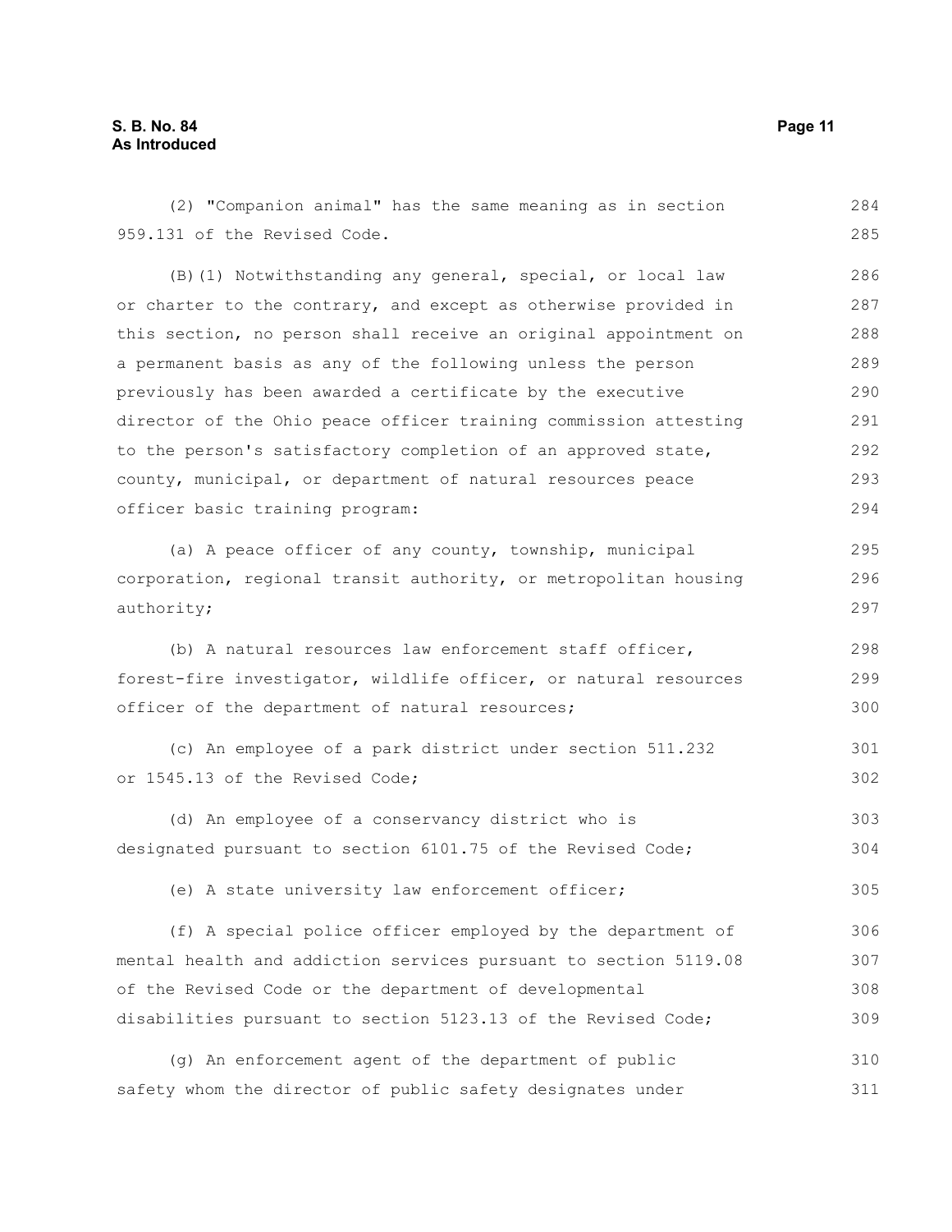(2) "Companion animal" has the same meaning as in section 959.131 of the Revised Code.

(B)(1) Notwithstanding any general, special, or local law or charter to the contrary, and except as otherwise provided in this section, no person shall receive an original appointment on a permanent basis as any of the following unless the person previously has been awarded a certificate by the executive director of the Ohio peace officer training commission attesting to the person's satisfactory completion of an approved state, county, municipal, or department of natural resources peace officer basic training program:

(a) A peace officer of any county, township, municipal corporation, regional transit authority, or metropolitan housing authority;

(b) A natural resources law enforcement staff officer, forest-fire investigator, wildlife officer, or natural resources officer of the department of natural resources;

(c) An employee of a park district under section 511.232 or 1545.13 of the Revised Code;

(d) An employee of a conservancy district who is designated pursuant to section 6101.75 of the Revised Code;

(e) A state university law enforcement officer;

(f) A special police officer employed by the department of mental health and addiction services pursuant to section 5119.08 of the Revised Code or the department of developmental disabilities pursuant to section 5123.13 of the Revised Code;

(g) An enforcement agent of the department of public safety whom the director of public safety designates under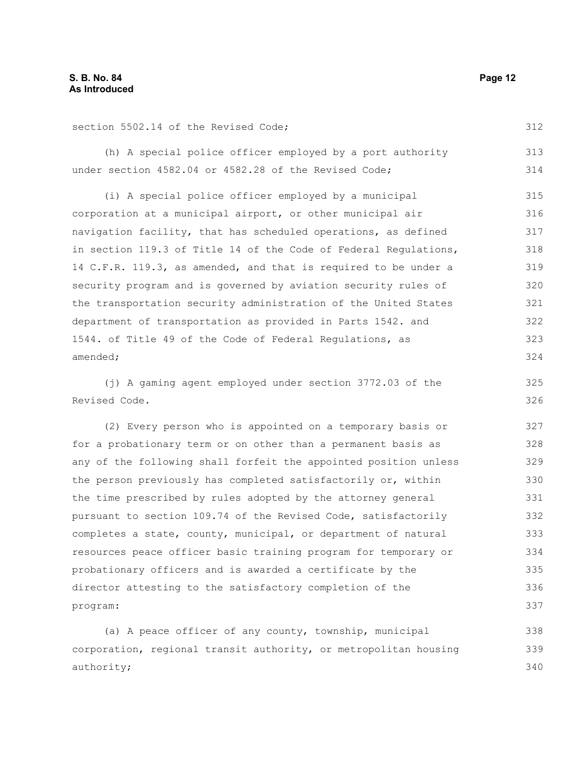section 5502.14 of the Revised Code;

(h) A special police officer employed by a port authority under section 4582.04 or 4582.28 of the Revised Code;

(i) A special police officer employed by a municipal corporation at a municipal airport, or other municipal air navigation facility, that has scheduled operations, as defined in section 119.3 of Title 14 of the Code of Federal Regulations, 14 C.F.R. 119.3, as amended, and that is required to be under a security program and is governed by aviation security rules of the transportation security administration of the United States department of transportation as provided in Parts 1542. and 1544. of Title 49 of the Code of Federal Regulations, as amended;

(j) A gaming agent employed under section 3772.03 of the Revised Code.

(2) Every person who is appointed on a temporary basis or for a probationary term or on other than a permanent basis as any of the following shall forfeit the appointed position unless the person previously has completed satisfactorily or, within the time prescribed by rules adopted by the attorney general pursuant to section 109.74 of the Revised Code, satisfactorily completes a state, county, municipal, or department of natural resources peace officer basic training program for temporary or probationary officers and is awarded a certificate by the director attesting to the satisfactory completion of the program:

(a) A peace officer of any county, township, municipal corporation, regional transit authority, or metropolitan housing authority;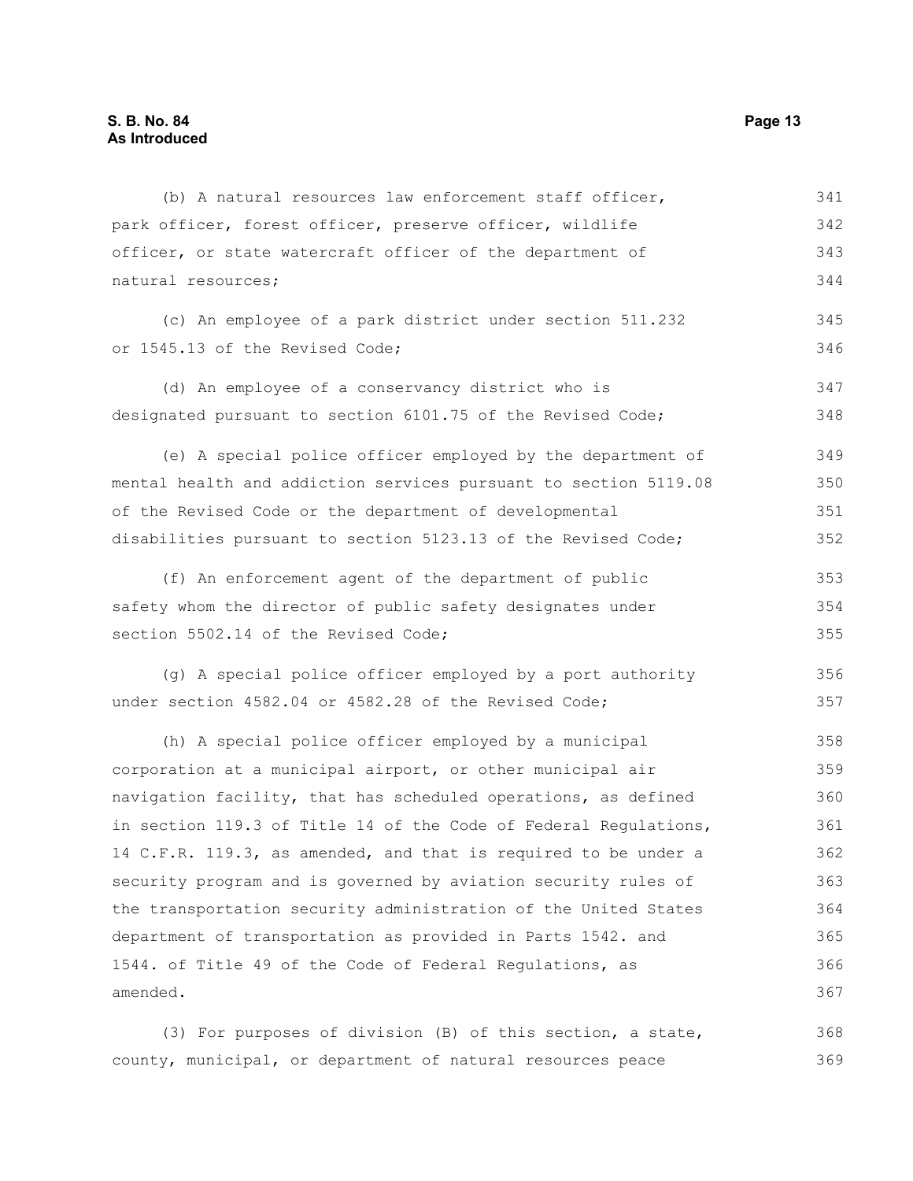(b) A natural resources law enforcement staff officer, park officer, forest officer, preserve officer, wildlife officer, or state watercraft officer of the department of natural resources;

(c) An employee of a park district under section 511.232 or 1545.13 of the Revised Code;

(d) An employee of a conservancy district who is designated pursuant to section 6101.75 of the Revised Code;

(e) A special police officer employed by the department of mental health and addiction services pursuant to section 5119.08 of the Revised Code or the department of developmental disabilities pursuant to section 5123.13 of the Revised Code;

(f) An enforcement agent of the department of public safety whom the director of public safety designates under section 5502.14 of the Revised Code;

(g) A special police officer employed by a port authority under section 4582.04 or 4582.28 of the Revised Code;

(h) A special police officer employed by a municipal corporation at a municipal airport, or other municipal air navigation facility, that has scheduled operations, as defined in section 119.3 of Title 14 of the Code of Federal Regulations, 14 C.F.R. 119.3, as amended, and that is required to be under a security program and is governed by aviation security rules of the transportation security administration of the United States department of transportation as provided in Parts 1542. and 1544. of Title 49 of the Code of Federal Regulations, as amended.

(3) For purposes of division (B) of this section, a state, county, municipal, or department of natural resources peace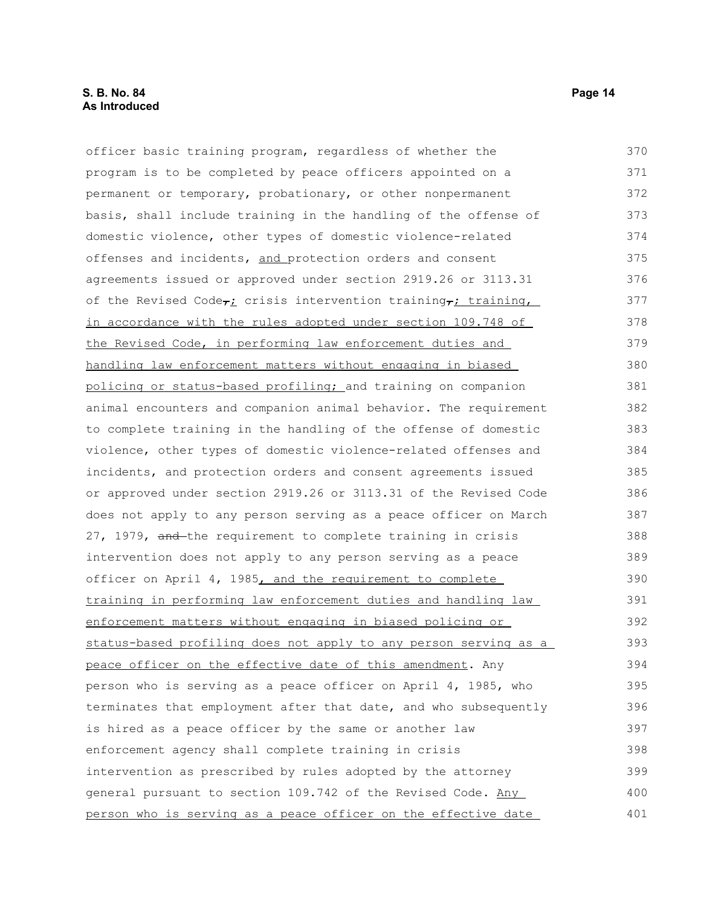officer basic training program, regardless of whether the program is to be completed by peace officers appointed on a permanent or temporary, probationary, or other nonpermanent basis, shall include training in the handling of the offense of domestic violence, other types of domestic violence-related offenses and incidents, and protection orders and consent agreements issued or approved under section 2919.26 or 3113.31 of the Revised Code,; crisis intervention training,; training, in accordance with the rules adopted under section 109.748 of the Revised Code, in performing law enforcement duties and handling law enforcement matters without engaging in biased policing or status-based profiling; and training on companion animal encounters and companion animal behavior. The requirement to complete training in the handling of the offense of domestic violence, other types of domestic violence-related offenses and incidents, and protection orders and consent agreements issued or approved under section 2919.26 or 3113.31 of the Revised Code does not apply to any person serving as a peace officer on March 27, 1979, and the requirement to complete training in crisis intervention does not apply to any person serving as a peace officer on April 4, 1985, and the requirement to complete training in performing law enforcement duties and handling law enforcement matters without engaging in biased policing or status-based profiling does not apply to any person serving as a peace officer on the effective date of this amendment. Any person who is serving as a peace officer on April 4, 1985, who terminates that employment after that date, and who subsequently is hired as a peace officer by the same or another law enforcement agency shall complete training in crisis intervention as prescribed by rules adopted by the attorney general pursuant to section 109.742 of the Revised Code. Any person who is serving as a peace officer on the effective date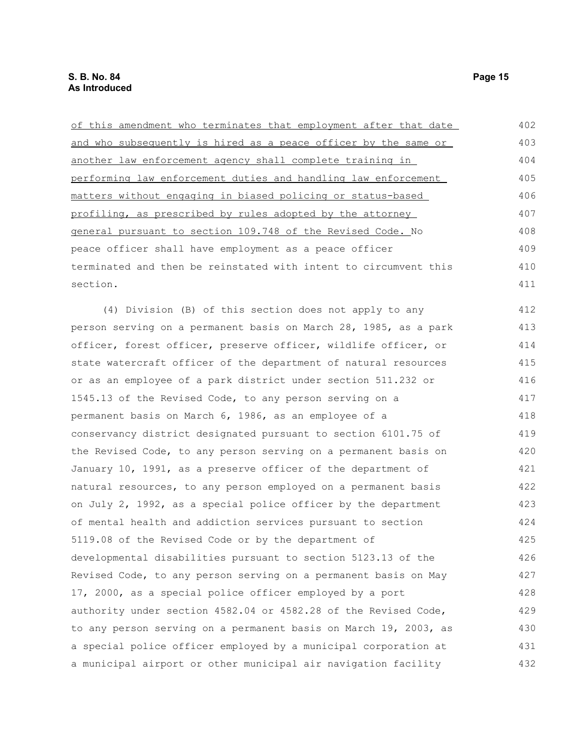of this amendment who terminates that employment after that date and who subsequently is hired as a peace officer by the same or another law enforcement agency shall complete training in performing law enforcement duties and handling law enforcement matters without engaging in biased policing or status-based profiling, as prescribed by rules adopted by the attorney general pursuant to section 109.748 of the Revised Code. No peace officer shall have employment as a peace officer terminated and then be reinstated with intent to circumvent this section.

(4) Division (B) of this section does not apply to any person serving on a permanent basis on March 28, 1985, as a park officer, forest officer, preserve officer, wildlife officer, or state watercraft officer of the department of natural resources or as an employee of a park district under section 511.232 or 1545.13 of the Revised Code, to any person serving on a permanent basis on March 6, 1986, as an employee of a conservancy district designated pursuant to section 6101.75 of the Revised Code, to any person serving on a permanent basis on January 10, 1991, as a preserve officer of the department of natural resources, to any person employed on a permanent basis on July 2, 1992, as a special police officer by the department of mental health and addiction services pursuant to section 5119.08 of the Revised Code or by the department of developmental disabilities pursuant to section 5123.13 of the Revised Code, to any person serving on a permanent basis on May 17, 2000, as a special police officer employed by a port authority under section 4582.04 or 4582.28 of the Revised Code, to any person serving on a permanent basis on March 19, 2003, as a special police officer employed by a municipal corporation at a municipal airport or other municipal air navigation facility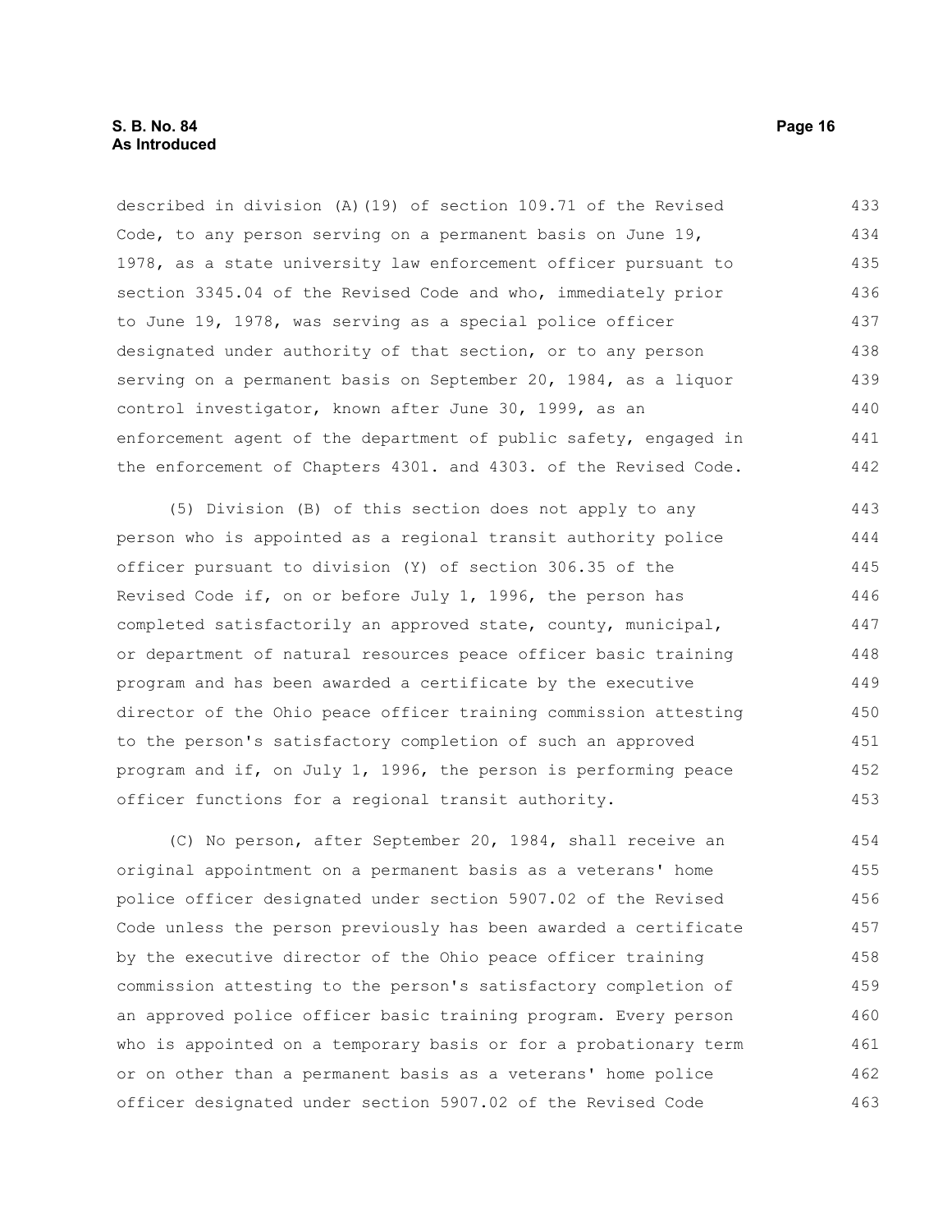described in division (A)(19) of section 109.71 of the Revised Code, to any person serving on a permanent basis on June 19, 1978, as a state university law enforcement officer pursuant to section 3345.04 of the Revised Code and who, immediately prior to June 19, 1978, was serving as a special police officer designated under authority of that section, or to any person serving on a permanent basis on September 20, 1984, as a liquor control investigator, known after June 30, 1999, as an enforcement agent of the department of public safety, engaged in the enforcement of Chapters 4301. and 4303. of the Revised Code.

(5) Division (B) of this section does not apply to any person who is appointed as a regional transit authority police officer pursuant to division (Y) of section 306.35 of the Revised Code if, on or before July 1, 1996, the person has completed satisfactorily an approved state, county, municipal, or department of natural resources peace officer basic training program and has been awarded a certificate by the executive director of the Ohio peace officer training commission attesting to the person's satisfactory completion of such an approved program and if, on July 1, 1996, the person is performing peace officer functions for a regional transit authority.

(C) No person, after September 20, 1984, shall receive an original appointment on a permanent basis as a veterans' home police officer designated under section 5907.02 of the Revised Code unless the person previously has been awarded a certificate by the executive director of the Ohio peace officer training commission attesting to the person's satisfactory completion of an approved police officer basic training program. Every person who is appointed on a temporary basis or for a probationary term or on other than a permanent basis as a veterans' home police officer designated under section 5907.02 of the Revised Code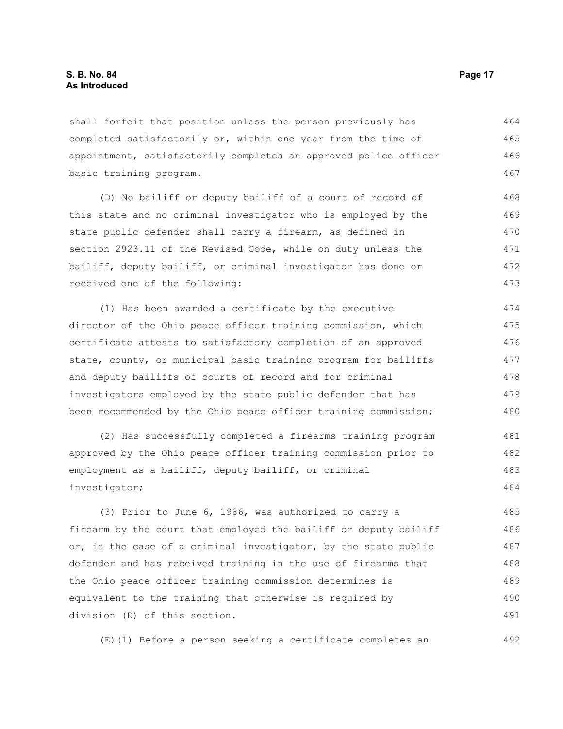shall forfeit that position unless the person previously has completed satisfactorily or, within one year from the time of appointment, satisfactorily completes an approved police officer basic training program.

(D) No bailiff or deputy bailiff of a court of record of this state and no criminal investigator who is employed by the state public defender shall carry a firearm, as defined in section 2923.11 of the Revised Code, while on duty unless the bailiff, deputy bailiff, or criminal investigator has done or received one of the following:

(1) Has been awarded a certificate by the executive director of the Ohio peace officer training commission, which certificate attests to satisfactory completion of an approved state, county, or municipal basic training program for bailiffs and deputy bailiffs of courts of record and for criminal investigators employed by the state public defender that has been recommended by the Ohio peace officer training commission;

(2) Has successfully completed a firearms training program approved by the Ohio peace officer training commission prior to employment as a bailiff, deputy bailiff, or criminal investigator;

(3) Prior to June 6, 1986, was authorized to carry a firearm by the court that employed the bailiff or deputy bailiff or, in the case of a criminal investigator, by the state public defender and has received training in the use of firearms that the Ohio peace officer training commission determines is equivalent to the training that otherwise is required by division (D) of this section.

(E)(1) Before a person seeking a certificate completes an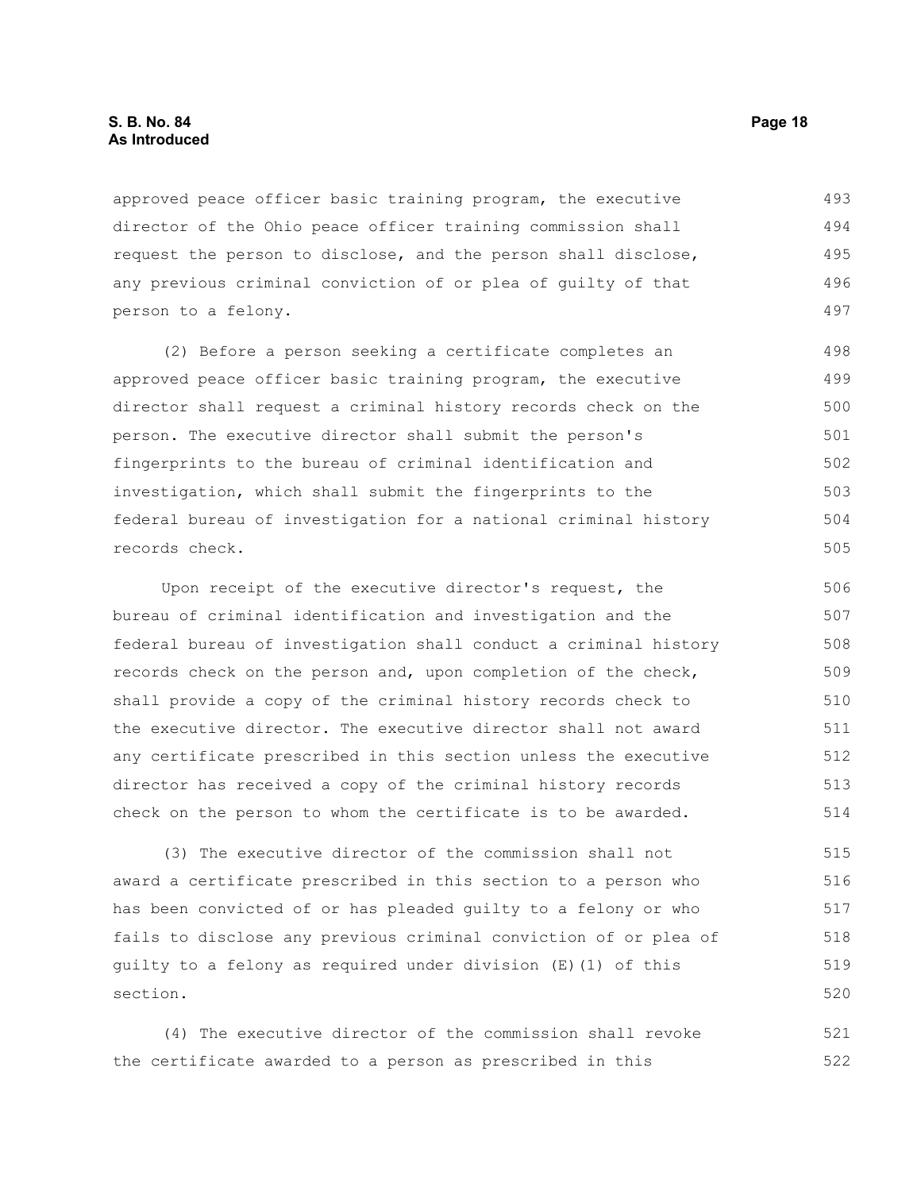approved peace officer basic training program, the executive director of the Ohio peace officer training commission shall request the person to disclose, and the person shall disclose, any previous criminal conviction of or plea of guilty of that person to a felony.

(2) Before a person seeking a certificate completes an approved peace officer basic training program, the executive director shall request a criminal history records check on the person. The executive director shall submit the person's fingerprints to the bureau of criminal identification and investigation, which shall submit the fingerprints to the federal bureau of investigation for a national criminal history records check.

Upon receipt of the executive director's request, the bureau of criminal identification and investigation and the federal bureau of investigation shall conduct a criminal history records check on the person and, upon completion of the check, shall provide a copy of the criminal history records check to the executive director. The executive director shall not award any certificate prescribed in this section unless the executive director has received a copy of the criminal history records check on the person to whom the certificate is to be awarded.

(3) The executive director of the commission shall not award a certificate prescribed in this section to a person who has been convicted of or has pleaded guilty to a felony or who fails to disclose any previous criminal conviction of or plea of guilty to a felony as required under division (E)(1) of this section.

(4) The executive director of the commission shall revoke the certificate awarded to a person as prescribed in this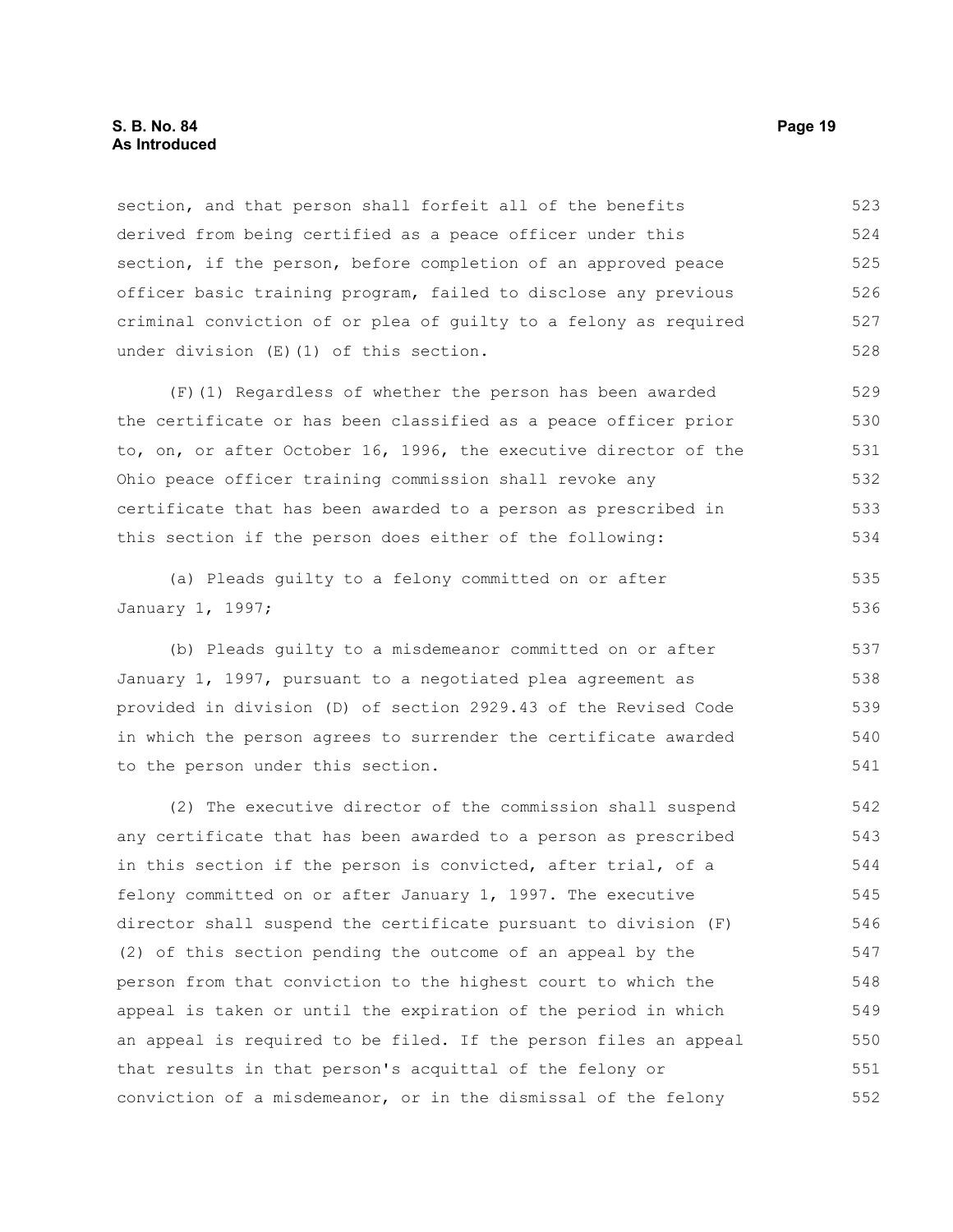section, and that person shall forfeit all of the benefits derived from being certified as a peace officer under this section, if the person, before completion of an approved peace officer basic training program, failed to disclose any previous criminal conviction of or plea of guilty to a felony as required under division (E)(1) of this section.

(F)(1) Regardless of whether the person has been awarded the certificate or has been classified as a peace officer prior to, on, or after October 16, 1996, the executive director of the Ohio peace officer training commission shall revoke any certificate that has been awarded to a person as prescribed in this section if the person does either of the following:

(a) Pleads guilty to a felony committed on or after January 1, 1997;

(b) Pleads guilty to a misdemeanor committed on or after January 1, 1997, pursuant to a negotiated plea agreement as provided in division (D) of section 2929.43 of the Revised Code in which the person agrees to surrender the certificate awarded to the person under this section.

(2) The executive director of the commission shall suspend any certificate that has been awarded to a person as prescribed in this section if the person is convicted, after trial, of a felony committed on or after January 1, 1997. The executive director shall suspend the certificate pursuant to division (F)(2) of this section pending the outcome of an appeal by the person from that conviction to the highest court to which the appeal is taken or until the expiration of the period in which an appeal is required to be filed. If the person files an appeal that results in that person's acquittal of the felony or conviction of a misdemeanor, or in the dismissal of the felony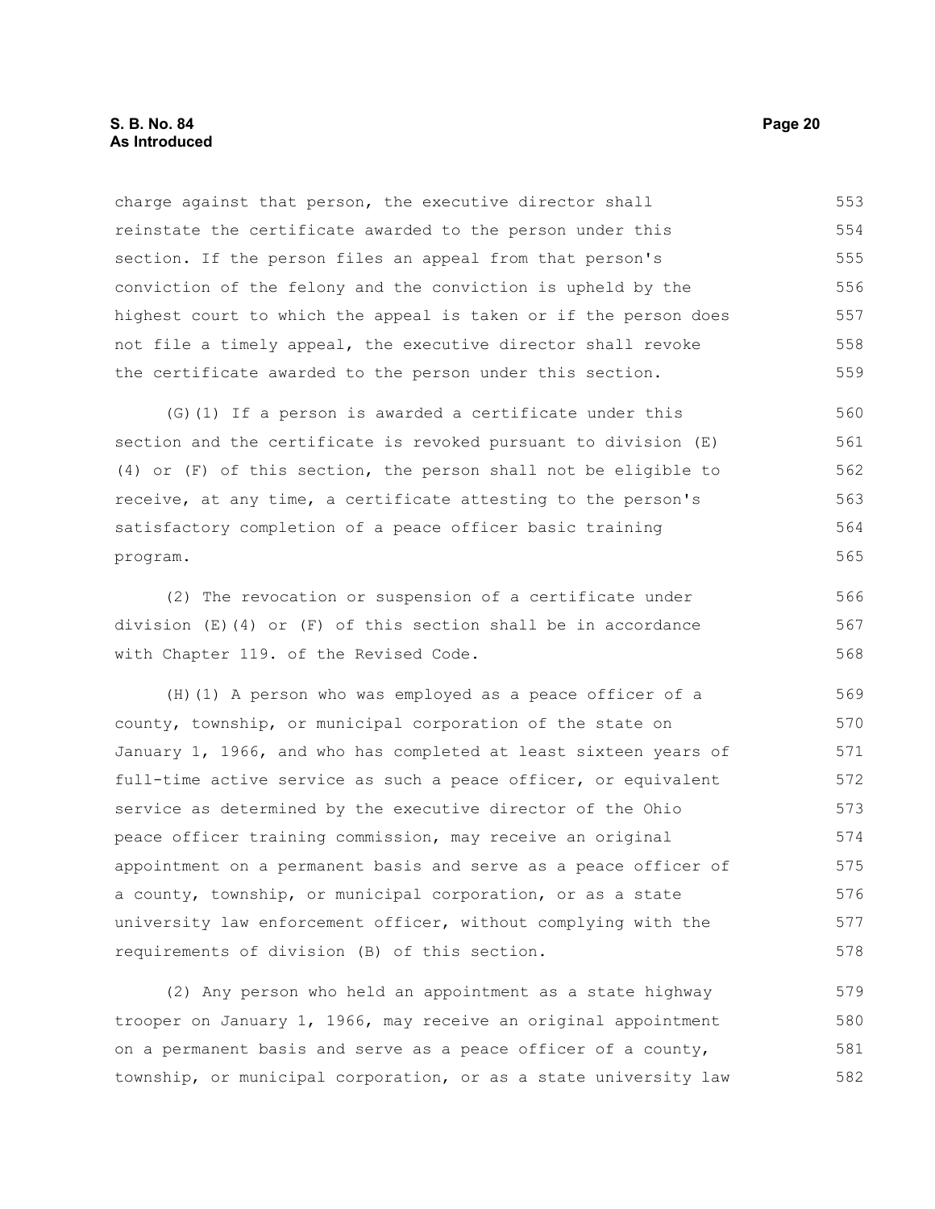charge against that person, the executive director shall reinstate the certificate awarded to the person under this section. If the person files an appeal from that person's conviction of the felony and the conviction is upheld by the highest court to which the appeal is taken or if the person does not file a timely appeal, the executive director shall revoke the certificate awarded to the person under this section.

(G)(1) If a person is awarded a certificate under this section and the certificate is revoked pursuant to division (E)(4) or (F) of this section, the person shall not be eligible to receive, at any time, a certificate attesting to the person's satisfactory completion of a peace officer basic training program.

(2) The revocation or suspension of a certificate under division (E)(4) or (F) of this section shall be in accordance with Chapter 119. of the Revised Code.

(H)(1) A person who was employed as a peace officer of a county, township, or municipal corporation of the state on January 1, 1966, and who has completed at least sixteen years of full-time active service as such a peace officer, or equivalent service as determined by the executive director of the Ohio peace officer training commission, may receive an original appointment on a permanent basis and serve as a peace officer of a county, township, or municipal corporation, or as a state university law enforcement officer, without complying with the requirements of division (B) of this section.

(2) Any person who held an appointment as a state highway trooper on January 1, 1966, may receive an original appointment on a permanent basis and serve as a peace officer of a county, township, or municipal corporation, or as a state university law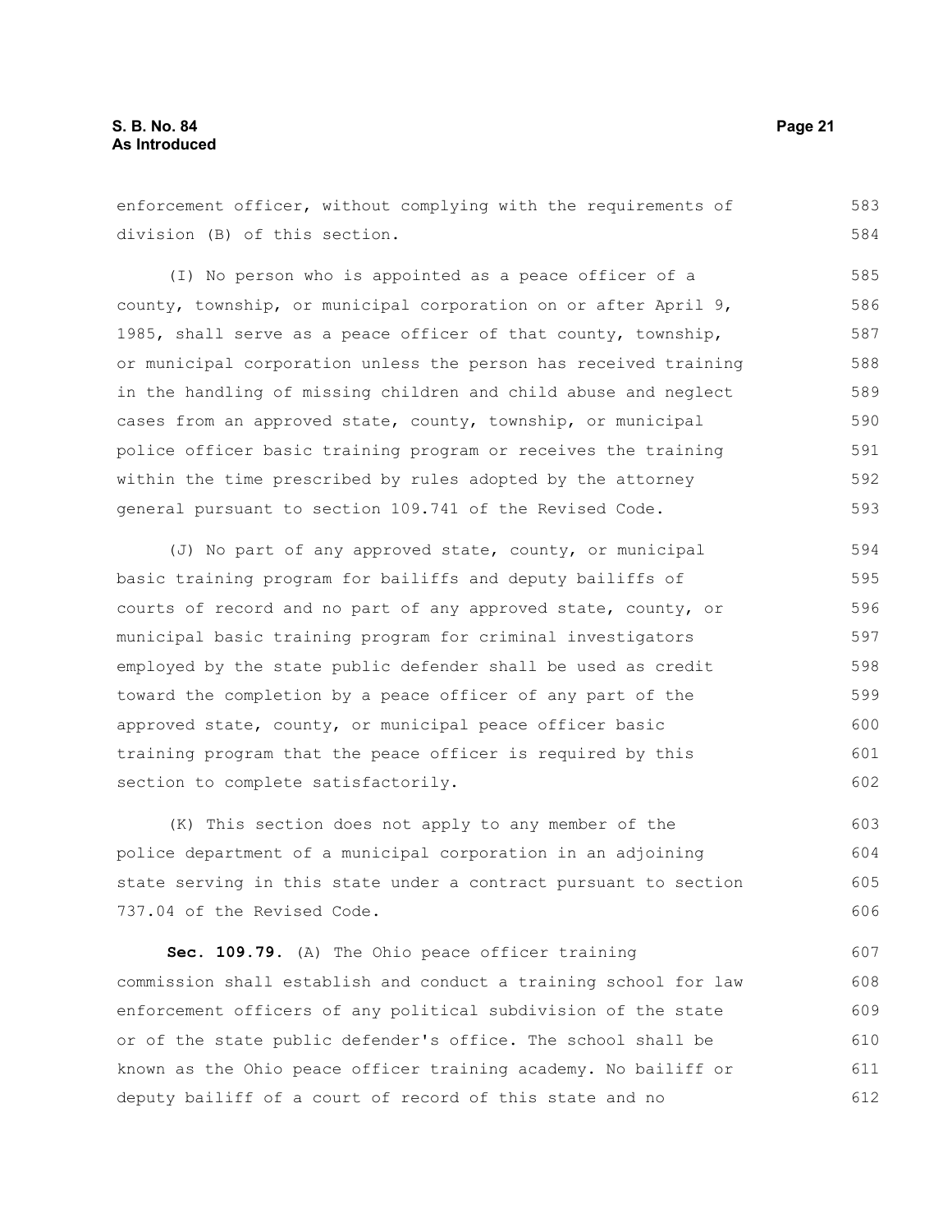enforcement officer, without complying with the requirements of division (B) of this section.

(I) No person who is appointed as a peace officer of a county, township, or municipal corporation on or after April 9, 1985, shall serve as a peace officer of that county, township, or municipal corporation unless the person has received training in the handling of missing children and child abuse and neglect cases from an approved state, county, township, or municipal police officer basic training program or receives the training within the time prescribed by rules adopted by the attorney general pursuant to section 109.741 of the Revised Code.

(J) No part of any approved state, county, or municipal basic training program for bailiffs and deputy bailiffs of courts of record and no part of any approved state, county, or municipal basic training program for criminal investigators employed by the state public defender shall be used as credit toward the completion by a peace officer of any part of the approved state, county, or municipal peace officer basic training program that the peace officer is required by this section to complete satisfactorily.

(K) This section does not apply to any member of the police department of a municipal corporation in an adjoining state serving in this state under a contract pursuant to section 737.04 of the Revised Code.

**Sec. 109.79.** (A) The Ohio peace officer training commission shall establish and conduct a training school for law enforcement officers of any political subdivision of the state or of the state public defender's office. The school shall be known as the Ohio peace officer training academy. No bailiff or deputy bailiff of a court of record of this state and no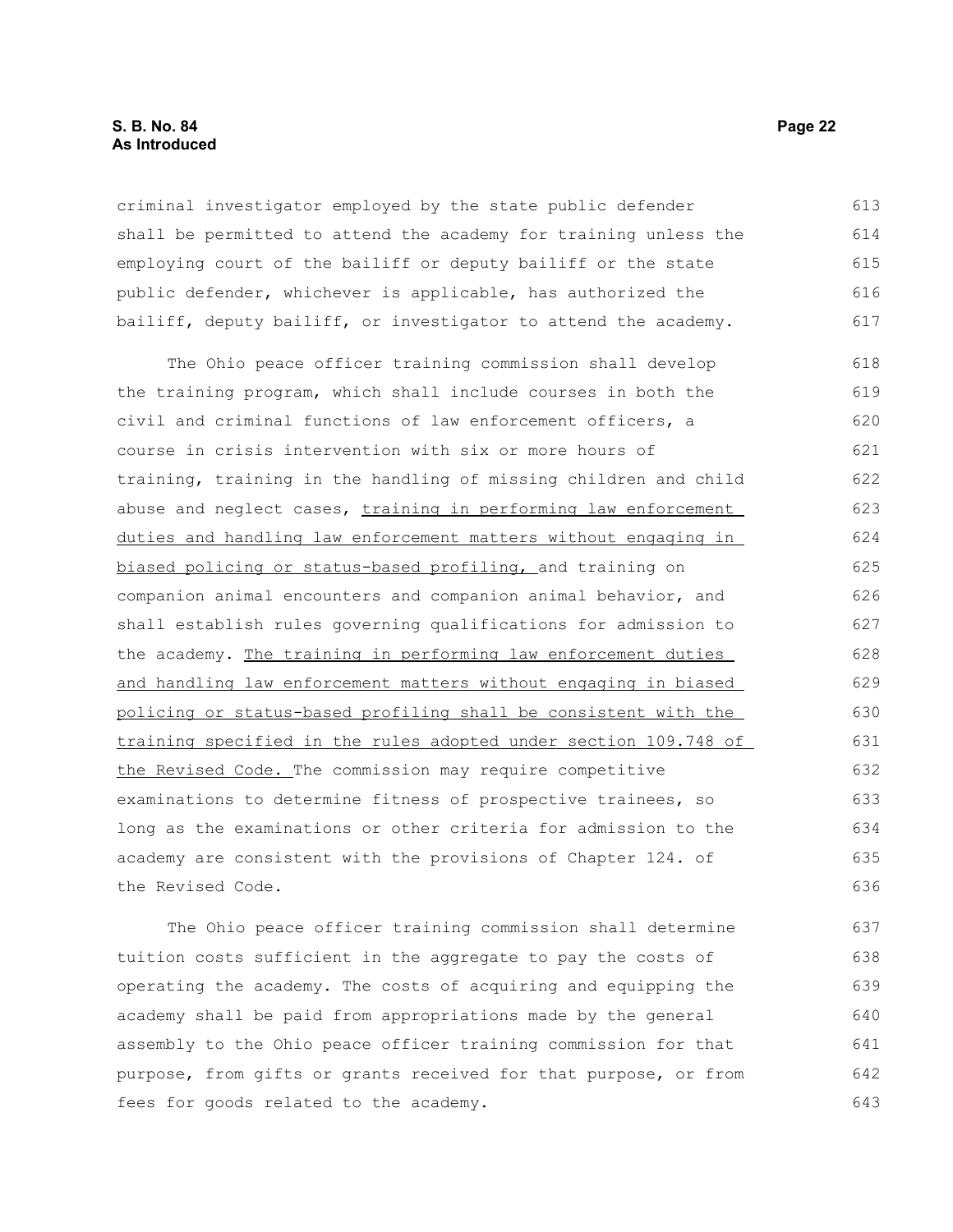criminal investigator employed by the state public defender shall be permitted to attend the academy for training unless the employing court of the bailiff or deputy bailiff or the state public defender, whichever is applicable, has authorized the bailiff, deputy bailiff, or investigator to attend the academy.

The Ohio peace officer training commission shall develop the training program, which shall include courses in both the civil and criminal functions of law enforcement officers, a course in crisis intervention with six or more hours of training, training in the handling of missing children and child abuse and neglect cases, <u>training in performing law enforcement duties and handling law enforcement matters without engaging in biased policing or status-based profiling,</u> and training on companion animal encounters and companion animal behavior, and shall establish rules governing qualifications for admission to the academy. <u>The training in performing law enforcement duties and handling law enforcement matters without engaging in biased policing or status-based profiling shall be consistent with the training specified in the rules adopted under section 109.748 of the Revised Code.</u> The commission may require competitive examinations to determine fitness of prospective trainees, so long as the examinations or other criteria for admission to the academy are consistent with the provisions of Chapter 124. of the Revised Code.

The Ohio peace officer training commission shall determine tuition costs sufficient in the aggregate to pay the costs of operating the academy. The costs of acquiring and equipping the academy shall be paid from appropriations made by the general assembly to the Ohio peace officer training commission for that purpose, from gifts or grants received for that purpose, or from fees for goods related to the academy.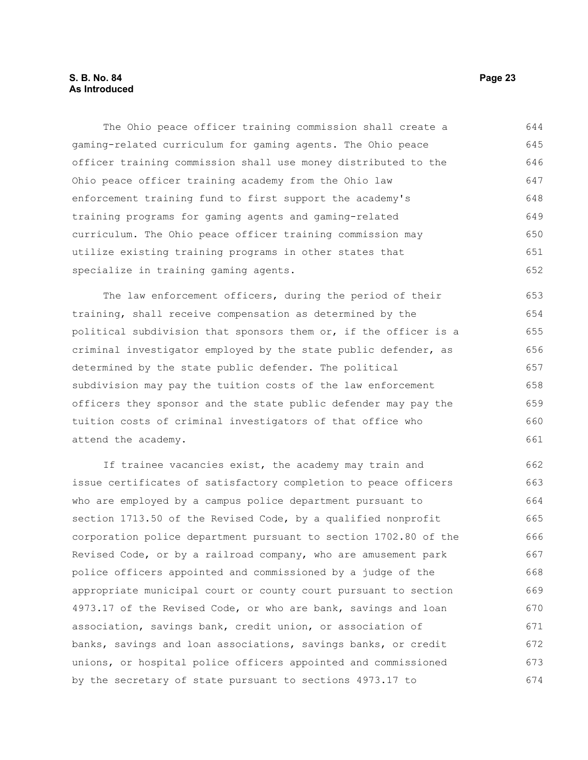The Ohio peace officer training commission shall create a gaming-related curriculum for gaming agents. The Ohio peace officer training commission shall use money distributed to the Ohio peace officer training academy from the Ohio law enforcement training fund to first support the academy's training programs for gaming agents and gaming-related curriculum. The Ohio peace officer training commission may utilize existing training programs in other states that specialize in training gaming agents.

The law enforcement officers, during the period of their training, shall receive compensation as determined by the political subdivision that sponsors them or, if the officer is a criminal investigator employed by the state public defender, as determined by the state public defender. The political subdivision may pay the tuition costs of the law enforcement officers they sponsor and the state public defender may pay the tuition costs of criminal investigators of that office who attend the academy.

If trainee vacancies exist, the academy may train and issue certificates of satisfactory completion to peace officers who are employed by a campus police department pursuant to section 1713.50 of the Revised Code, by a qualified nonprofit corporation police department pursuant to section 1702.80 of the Revised Code, or by a railroad company, who are amusement park police officers appointed and commissioned by a judge of the appropriate municipal court or county court pursuant to section 4973.17 of the Revised Code, or who are bank, savings and loan association, savings bank, credit union, or association of banks, savings and loan associations, savings banks, or credit unions, or hospital police officers appointed and commissioned by the secretary of state pursuant to sections 4973.17 to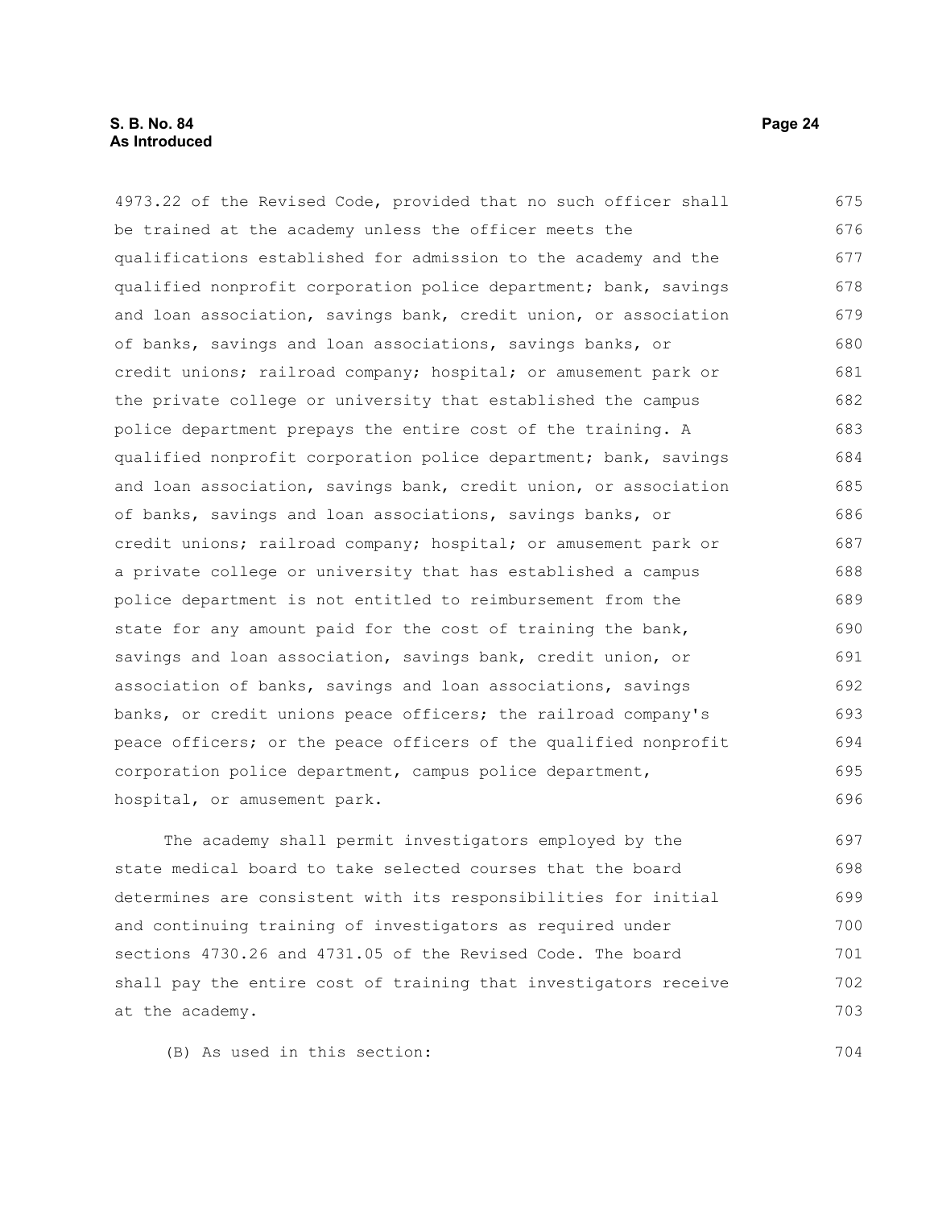4973.22 of the Revised Code, provided that no such officer shall be trained at the academy unless the officer meets the qualifications established for admission to the academy and the qualified nonprofit corporation police department; bank, savings and loan association, savings bank, credit union, or association of banks, savings and loan associations, savings banks, or credit unions; railroad company; hospital; or amusement park or the private college or university that established the campus police department prepays the entire cost of the training. A qualified nonprofit corporation police department; bank, savings and loan association, savings bank, credit union, or association of banks, savings and loan associations, savings banks, or credit unions; railroad company; hospital; or amusement park or a private college or university that has established a campus police department is not entitled to reimbursement from the state for any amount paid for the cost of training the bank, savings and loan association, savings bank, credit union, or association of banks, savings and loan associations, savings banks, or credit unions peace officers; the railroad company's peace officers; or the peace officers of the qualified nonprofit corporation police department, campus police department, hospital, or amusement park.

The academy shall permit investigators employed by the state medical board to take selected courses that the board determines are consistent with its responsibilities for initial and continuing training of investigators as required under sections 4730.26 and 4731.05 of the Revised Code. The board shall pay the entire cost of training that investigators receive at the academy.

(B) As used in this section: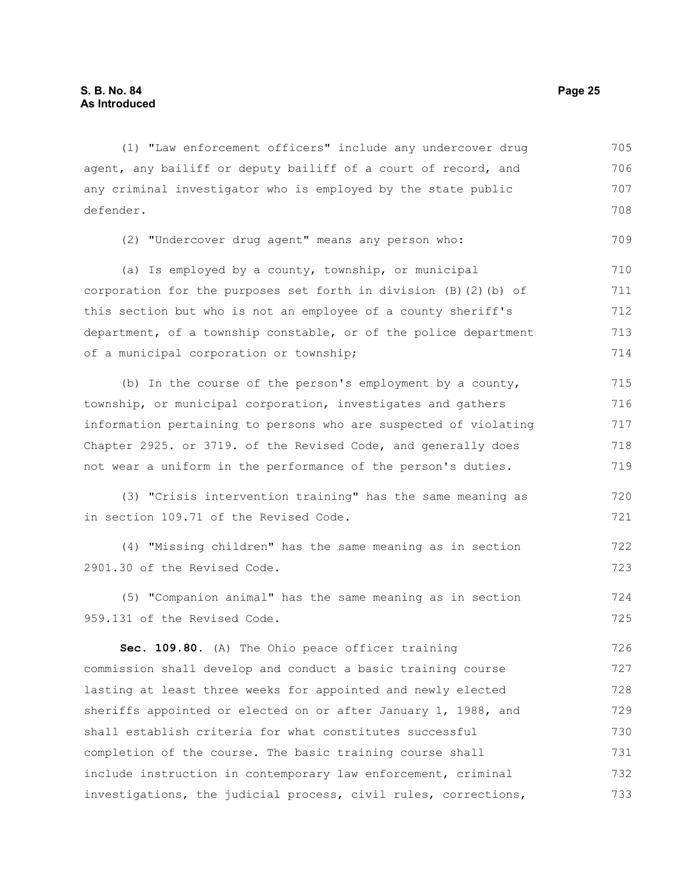(1) "Law enforcement officers" include any undercover drug agent, any bailiff or deputy bailiff of a court of record, and any criminal investigator who is employed by the state public defender.

(2) "Undercover drug agent" means any person who:

(a) Is employed by a county, township, or municipal corporation for the purposes set forth in division (B)(2)(b) of this section but who is not an employee of a county sheriff's department, of a township constable, or of the police department of a municipal corporation or township;

(b) In the course of the person's employment by a county, township, or municipal corporation, investigates and gathers information pertaining to persons who are suspected of violating Chapter 2925. or 3719. of the Revised Code, and generally does not wear a uniform in the performance of the person's duties.

(3) "Crisis intervention training" has the same meaning as in section 109.71 of the Revised Code.

(4) "Missing children" has the same meaning as in section 2901.30 of the Revised Code.

(5) "Companion animal" has the same meaning as in section 959.131 of the Revised Code.

**Sec. 109.80.** (A) The Ohio peace officer training commission shall develop and conduct a basic training course lasting at least three weeks for appointed and newly elected sheriffs appointed or elected on or after January 1, 1988, and shall establish criteria for what constitutes successful completion of the course. The basic training course shall include instruction in contemporary law enforcement, criminal investigations, the judicial process, civil rules, corrections,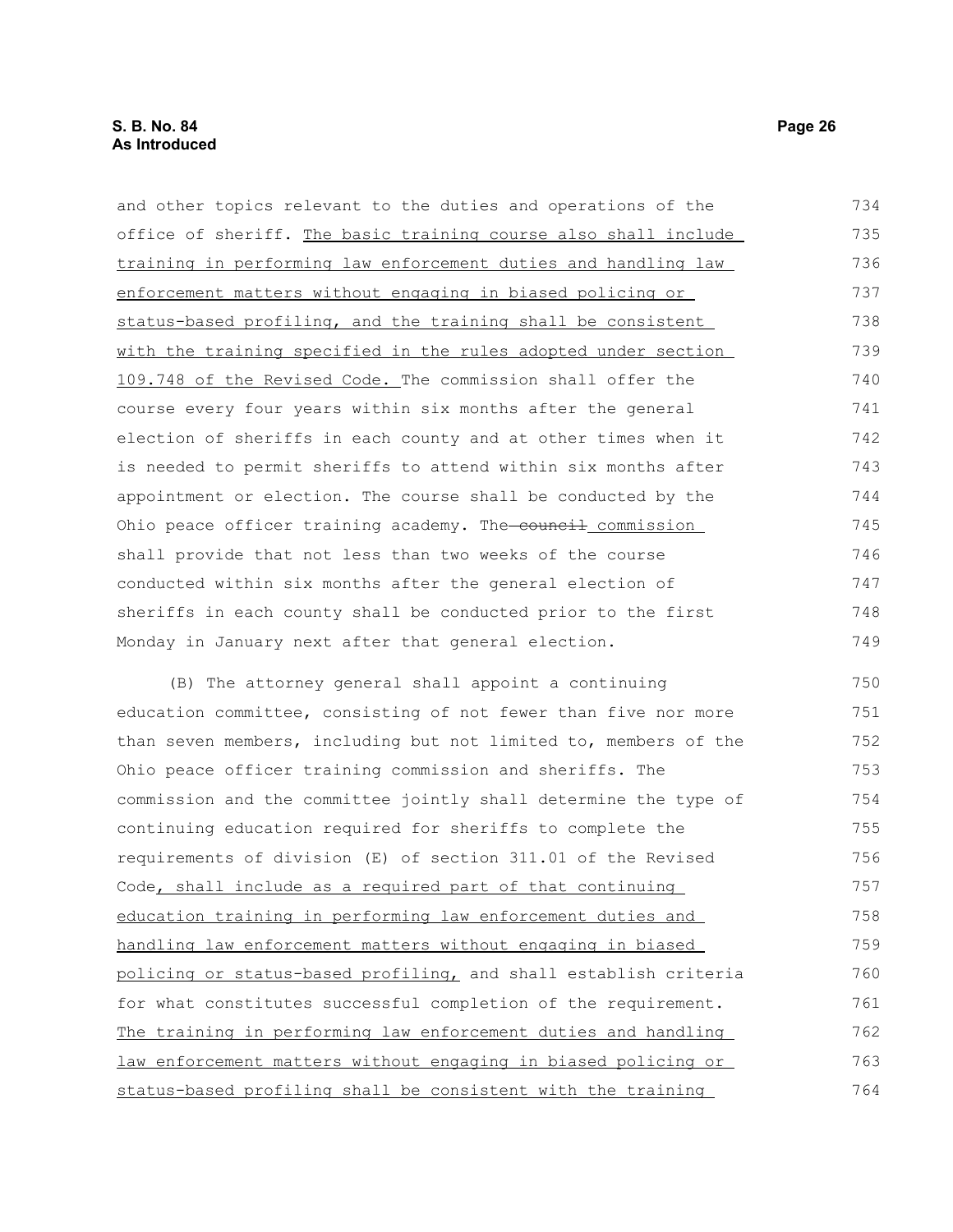and other topics relevant to the duties and operations of the office of sheriff. <u>The basic training course also shall include training in performing law enforcement duties and handling law enforcement matters without engaging in biased policing or status-based profiling, and the training shall be consistent with the training specified in the rules adopted under section 109.748 of the Revised Code.</u> The commission shall offer the course every four years within six months after the general election of sheriffs in each county and at other times when it is needed to permit sheriffs to attend within six months after appointment or election. The course shall be conducted by the Ohio peace officer training academy. The ~~council~~ <u>commission</u> shall provide that not less than two weeks of the course conducted within six months after the general election of sheriffs in each county shall be conducted prior to the first Monday in January next after that general election.

(B) The attorney general shall appoint a continuing education committee, consisting of not fewer than five nor more than seven members, including but not limited to, members of the Ohio peace officer training commission and sheriffs. The commission and the committee jointly shall determine the type of continuing education required for sheriffs to complete the requirements of division (E) of section 311.01 of the Revised Code<u>, shall include as a required part of that continuing education training in performing law enforcement duties and handling law enforcement matters without engaging in biased policing or status-based profiling,</u> and shall establish criteria for what constitutes successful completion of the requirement. <u>The training in performing law enforcement duties and handling law enforcement matters without engaging in biased policing or status-based profiling shall be consistent with the training</u>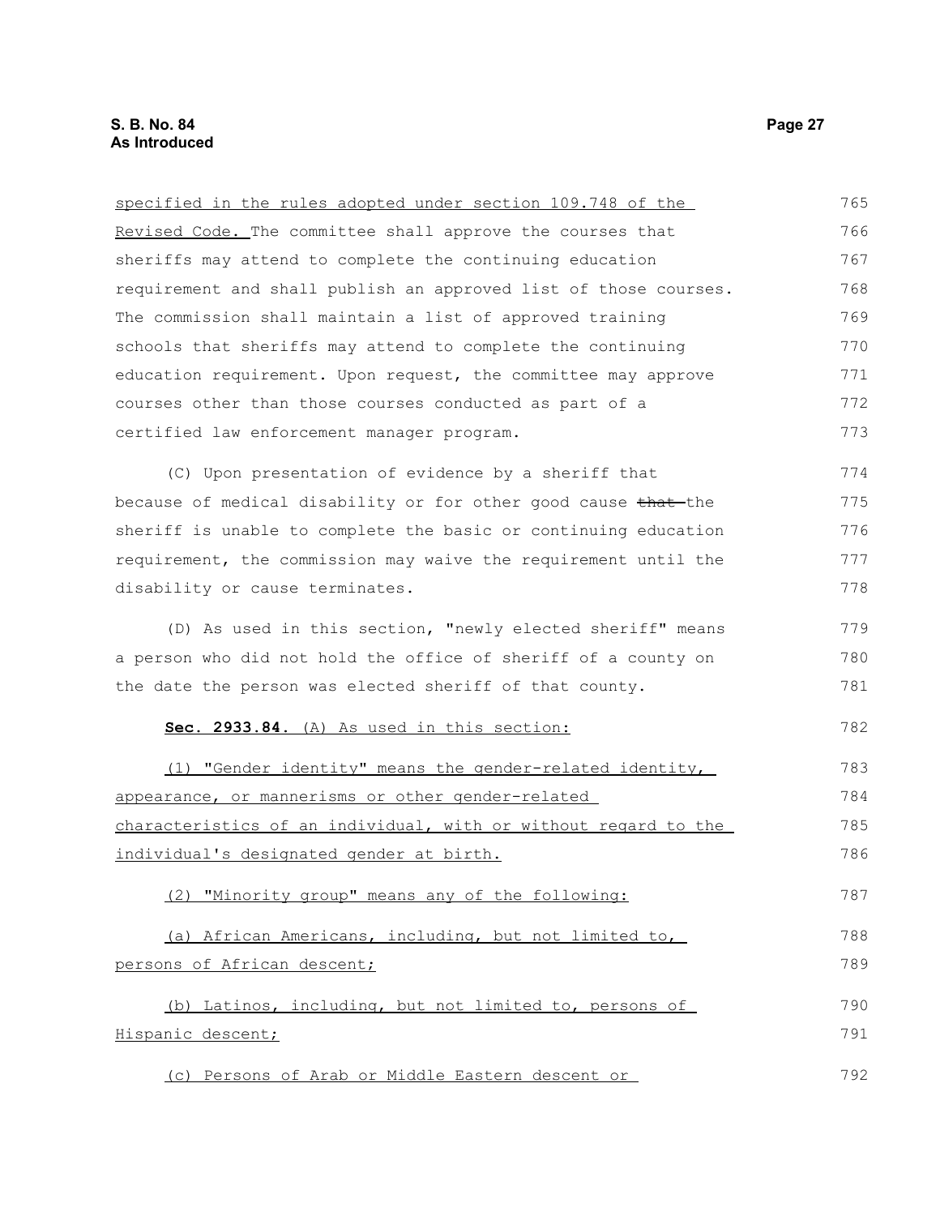specified in the rules adopted under section 109.748 of the Revised Code. The committee shall approve the courses that sheriffs may attend to complete the continuing education requirement and shall publish an approved list of those courses. The commission shall maintain a list of approved training schools that sheriffs may attend to complete the continuing education requirement. Upon request, the committee may approve courses other than those courses conducted as part of a certified law enforcement manager program.

(C) Upon presentation of evidence by a sheriff that because of medical disability or for other good cause ~~that~~ the sheriff is unable to complete the basic or continuing education requirement, the commission may waive the requirement until the disability or cause terminates.

(D) As used in this section, "newly elected sheriff" means a person who did not hold the office of sheriff of a county on the date the person was elected sheriff of that county.

**Sec. 2933.84.** (A) As used in this section:

(1) "Gender identity" means the gender-related identity, appearance, or mannerisms or other gender-related characteristics of an individual, with or without regard to the individual's designated gender at birth.

(2) "Minority group" means any of the following:

(a) African Americans, including, but not limited to, persons of African descent;

(b) Latinos, including, but not limited to, persons of Hispanic descent;

(c) Persons of Arab or Middle Eastern descent or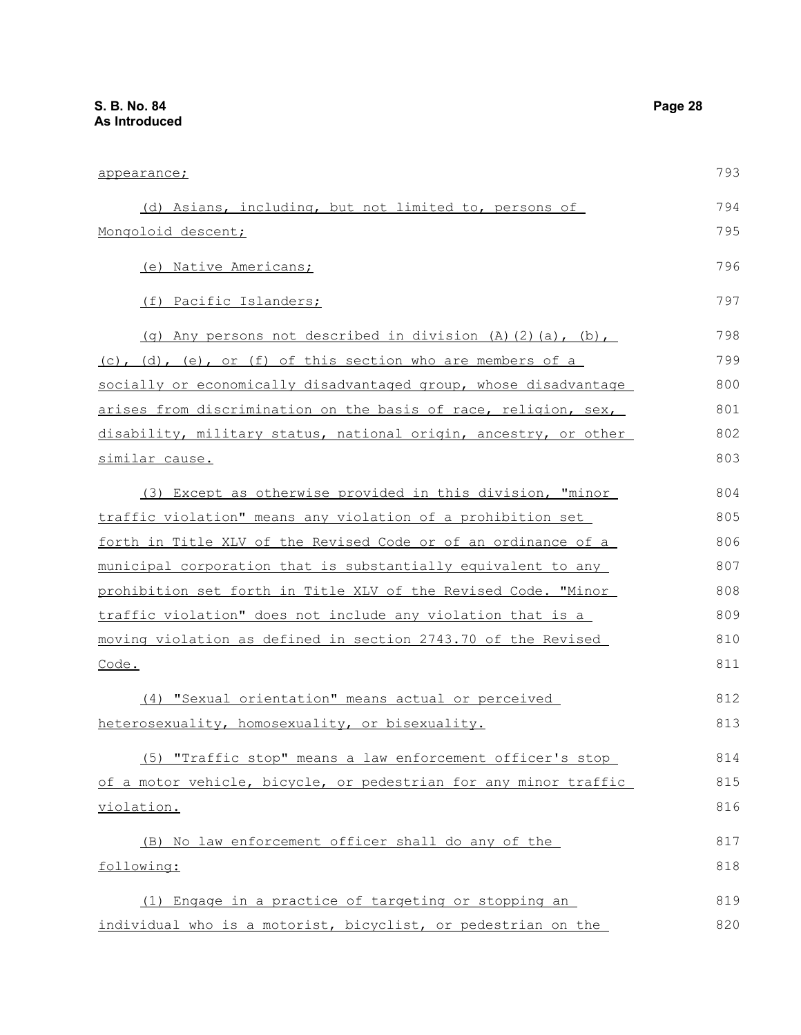appearance;

(d) Asians, including, but not limited to, persons of Mongoloid descent;

(e) Native Americans;

(f) Pacific Islanders;

(g) Any persons not described in division (A)(2)(a), (b), (c), (d), (e), or (f) of this section who are members of a socially or economically disadvantaged group, whose disadvantage arises from discrimination on the basis of race, religion, sex, disability, military status, national origin, ancestry, or other similar cause.

(3) Except as otherwise provided in this division, "minor traffic violation" means any violation of a prohibition set forth in Title XLV of the Revised Code or of an ordinance of a municipal corporation that is substantially equivalent to any prohibition set forth in Title XLV of the Revised Code. "Minor traffic violation" does not include any violation that is a moving violation as defined in section 2743.70 of the Revised Code.

(4) "Sexual orientation" means actual or perceived heterosexuality, homosexuality, or bisexuality.

(5) "Traffic stop" means a law enforcement officer's stop of a motor vehicle, bicycle, or pedestrian for any minor traffic violation.

(B) No law enforcement officer shall do any of the following:

(1) Engage in a practice of targeting or stopping an individual who is a motorist, bicyclist, or pedestrian on the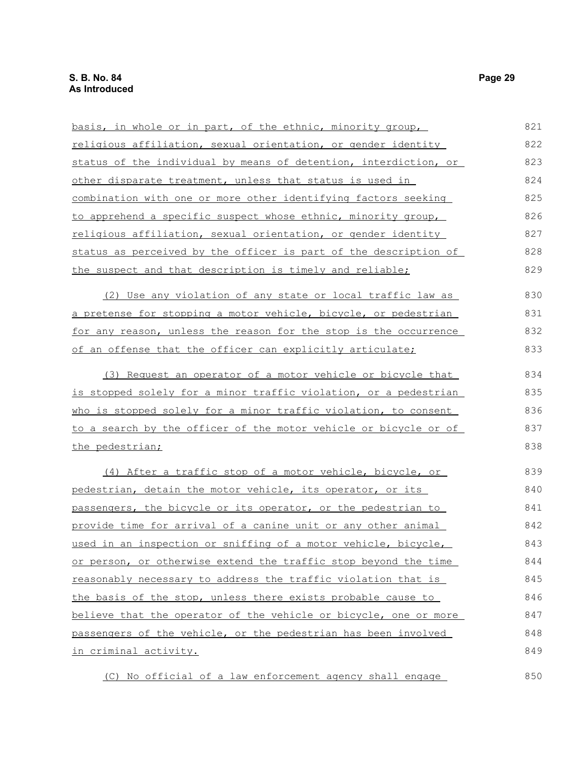basis, in whole or in part, of the ethnic, minority group, religious affiliation, sexual orientation, or gender identity status of the individual by means of detention, interdiction, or other disparate treatment, unless that status is used in combination with one or more other identifying factors seeking to apprehend a specific suspect whose ethnic, minority group, religious affiliation, sexual orientation, or gender identity status as perceived by the officer is part of the description of the suspect and that description is timely and reliable;

(2) Use any violation of any state or local traffic law as a pretense for stopping a motor vehicle, bicycle, or pedestrian for any reason, unless the reason for the stop is the occurrence of an offense that the officer can explicitly articulate;

(3) Request an operator of a motor vehicle or bicycle that is stopped solely for a minor traffic violation, or a pedestrian who is stopped solely for a minor traffic violation, to consent to a search by the officer of the motor vehicle or bicycle or of the pedestrian;

(4) After a traffic stop of a motor vehicle, bicycle, or pedestrian, detain the motor vehicle, its operator, or its passengers, the bicycle or its operator, or the pedestrian to provide time for arrival of a canine unit or any other animal used in an inspection or sniffing of a motor vehicle, bicycle, or person, or otherwise extend the traffic stop beyond the time reasonably necessary to address the traffic violation that is the basis of the stop, unless there exists probable cause to believe that the operator of the vehicle or bicycle, one or more passengers of the vehicle, or the pedestrian has been involved in criminal activity.

(C) No official of a law enforcement agency shall engage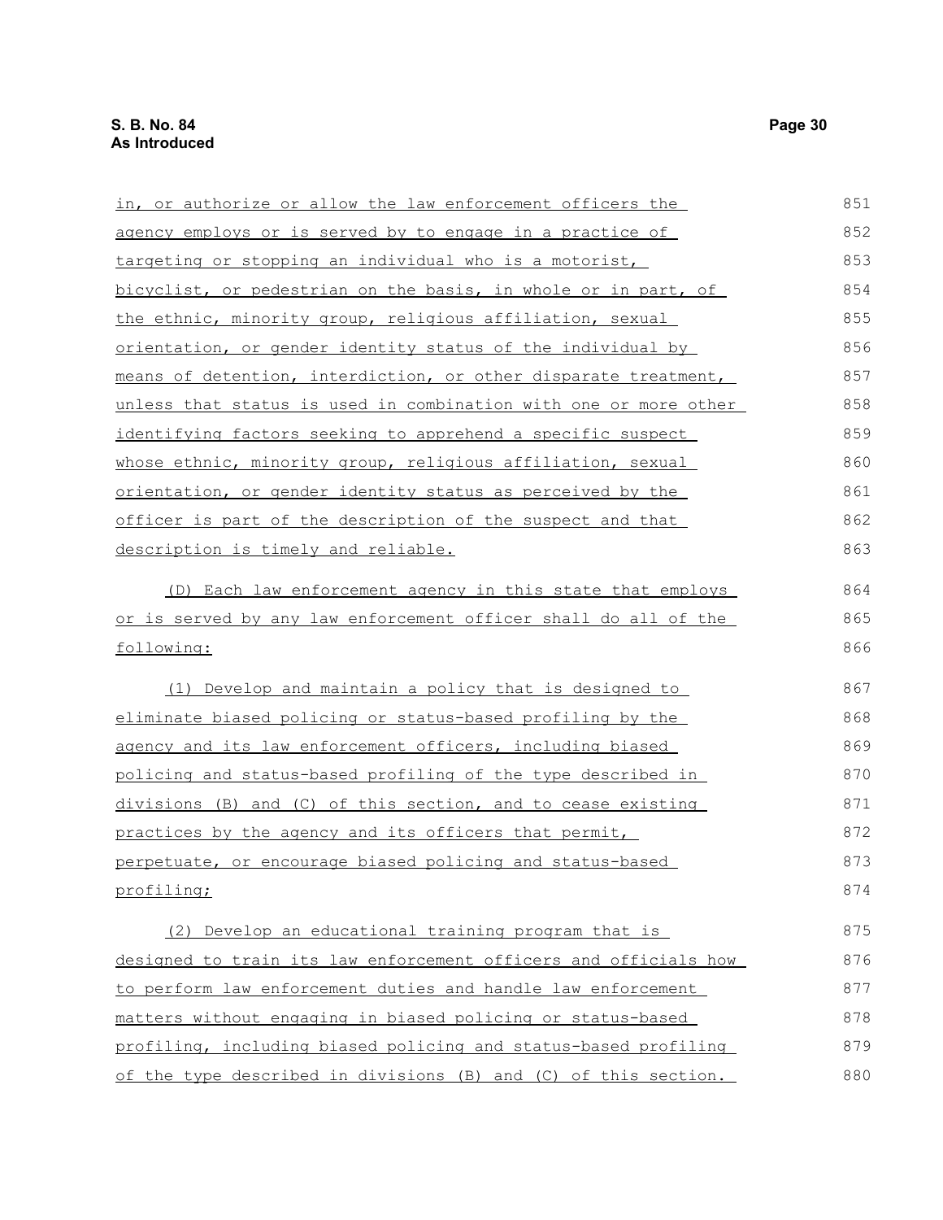in, or authorize or allow the law enforcement officers the agency employs or is served by to engage in a practice of targeting or stopping an individual who is a motorist, bicyclist, or pedestrian on the basis, in whole or in part, of the ethnic, minority group, religious affiliation, sexual orientation, or gender identity status of the individual by means of detention, interdiction, or other disparate treatment, unless that status is used in combination with one or more other identifying factors seeking to apprehend a specific suspect whose ethnic, minority group, religious affiliation, sexual orientation, or gender identity status as perceived by the officer is part of the description of the suspect and that description is timely and reliable.

(D) Each law enforcement agency in this state that employs or is served by any law enforcement officer shall do all of the following:

(1) Develop and maintain a policy that is designed to eliminate biased policing or status-based profiling by the agency and its law enforcement officers, including biased policing and status-based profiling of the type described in divisions (B) and (C) of this section, and to cease existing practices by the agency and its officers that permit, perpetuate, or encourage biased policing and status-based profiling;

(2) Develop an educational training program that is designed to train its law enforcement officers and officials how to perform law enforcement duties and handle law enforcement matters without engaging in biased policing or status-based profiling, including biased policing and status-based profiling of the type described in divisions (B) and (C) of this section.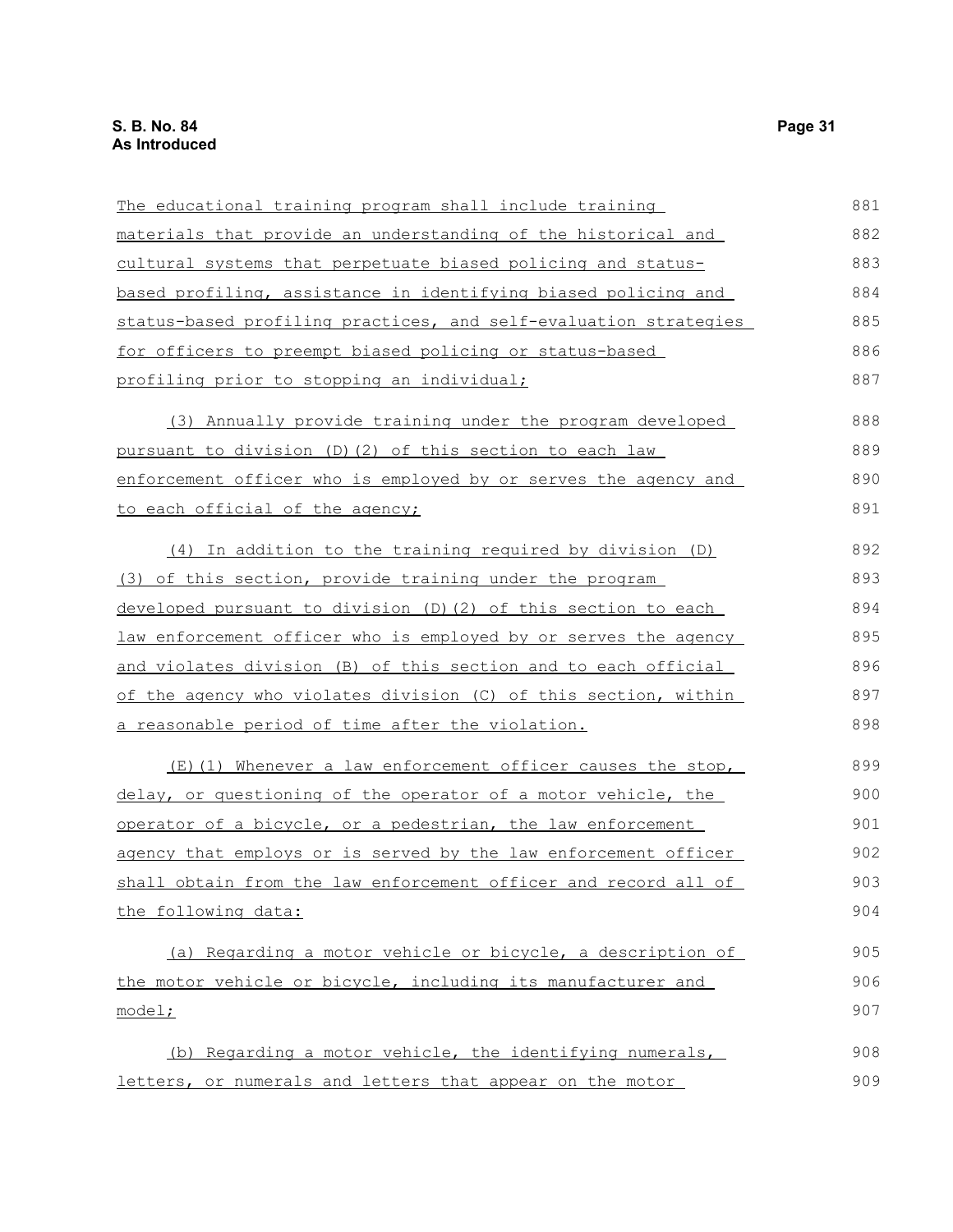The educational training program shall include training materials that provide an understanding of the historical and cultural systems that perpetuate biased policing and status-based profiling, assistance in identifying biased policing and status-based profiling practices, and self-evaluation strategies for officers to preempt biased policing or status-based profiling prior to stopping an individual;

(3) Annually provide training under the program developed pursuant to division (D)(2) of this section to each law enforcement officer who is employed by or serves the agency and to each official of the agency;

(4) In addition to the training required by division (D)(3) of this section, provide training under the program developed pursuant to division (D)(2) of this section to each law enforcement officer who is employed by or serves the agency and violates division (B) of this section and to each official of the agency who violates division (C) of this section, within a reasonable period of time after the violation.

(E)(1) Whenever a law enforcement officer causes the stop, delay, or questioning of the operator of a motor vehicle, the operator of a bicycle, or a pedestrian, the law enforcement agency that employs or is served by the law enforcement officer shall obtain from the law enforcement officer and record all of the following data:

(a) Regarding a motor vehicle or bicycle, a description of the motor vehicle or bicycle, including its manufacturer and model;

(b) Regarding a motor vehicle, the identifying numerals, letters, or numerals and letters that appear on the motor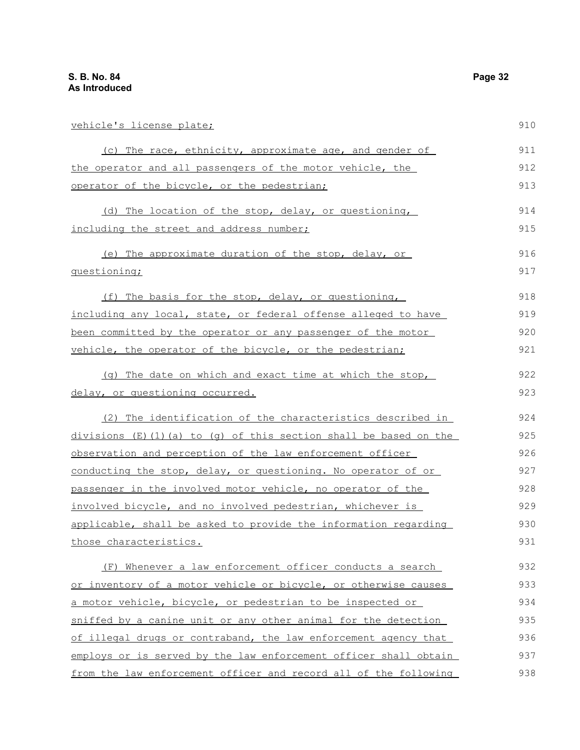vehicle's license plate;

(c) The race, ethnicity, approximate age, and gender of the operator and all passengers of the motor vehicle, the operator of the bicycle, or the pedestrian;

(d) The location of the stop, delay, or questioning, including the street and address number;

(e) The approximate duration of the stop, delay, or questioning;

(f) The basis for the stop, delay, or questioning, including any local, state, or federal offense alleged to have been committed by the operator or any passenger of the motor vehicle, the operator of the bicycle, or the pedestrian;

(g) The date on which and exact time at which the stop, delay, or questioning occurred.

(2) The identification of the characteristics described in divisions (E)(1)(a) to (g) of this section shall be based on the observation and perception of the law enforcement officer conducting the stop, delay, or questioning. No operator of or passenger in the involved motor vehicle, no operator of the involved bicycle, and no involved pedestrian, whichever is applicable, shall be asked to provide the information regarding those characteristics.

(F) Whenever a law enforcement officer conducts a search or inventory of a motor vehicle or bicycle, or otherwise causes a motor vehicle, bicycle, or pedestrian to be inspected or sniffed by a canine unit or any other animal for the detection of illegal drugs or contraband, the law enforcement agency that employs or is served by the law enforcement officer shall obtain from the law enforcement officer and record all of the following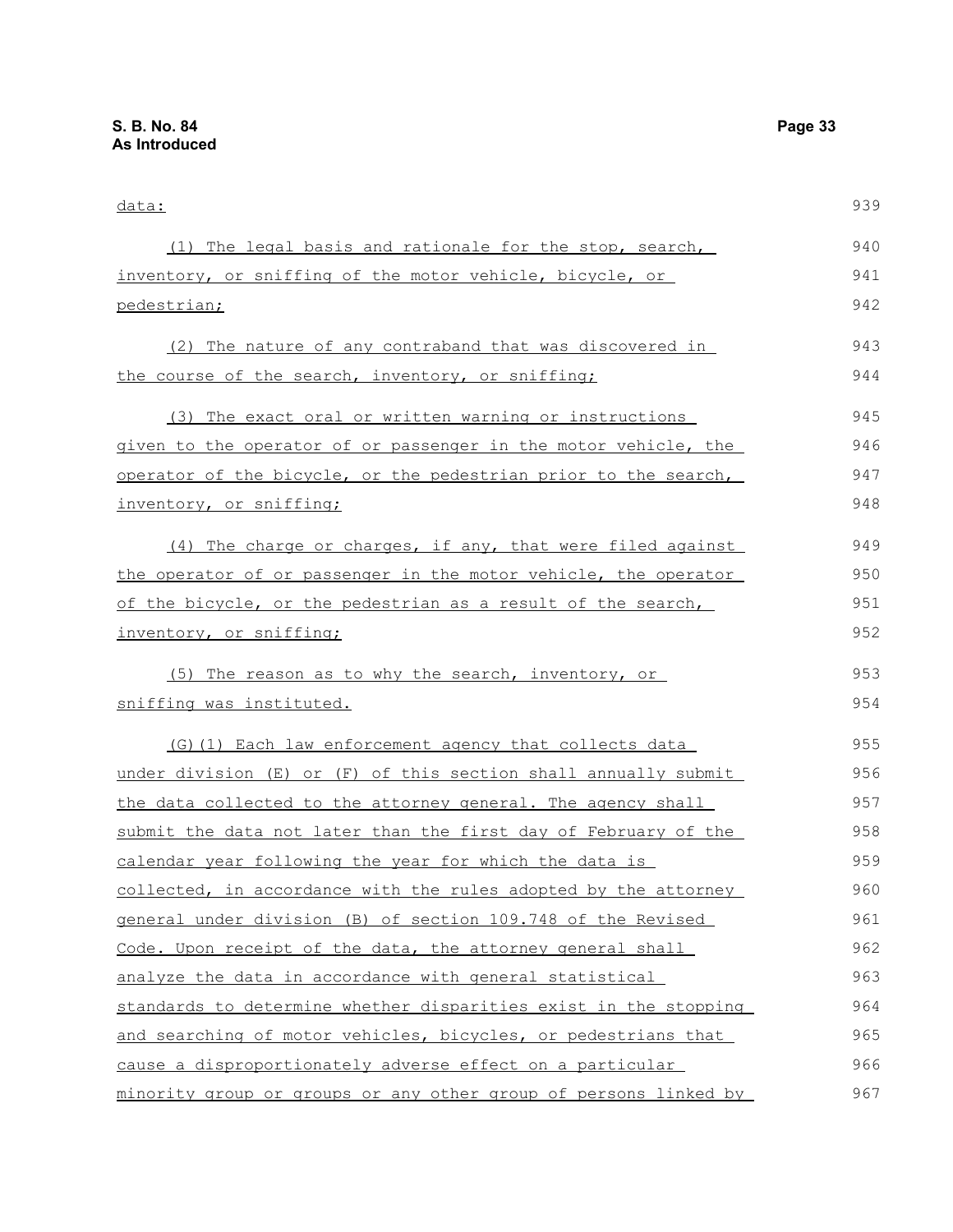data:

(1) The legal basis and rationale for the stop, search, inventory, or sniffing of the motor vehicle, bicycle, or pedestrian;

(2) The nature of any contraband that was discovered in the course of the search, inventory, or sniffing;

(3) The exact oral or written warning or instructions given to the operator of or passenger in the motor vehicle, the operator of the bicycle, or the pedestrian prior to the search, inventory, or sniffing;

(4) The charge or charges, if any, that were filed against the operator of or passenger in the motor vehicle, the operator of the bicycle, or the pedestrian as a result of the search, inventory, or sniffing;

(5) The reason as to why the search, inventory, or sniffing was instituted.

(G)(1) Each law enforcement agency that collects data under division (E) or (F) of this section shall annually submit the data collected to the attorney general. The agency shall submit the data not later than the first day of February of the calendar year following the year for which the data is collected, in accordance with the rules adopted by the attorney general under division (B) of section 109.748 of the Revised Code. Upon receipt of the data, the attorney general shall analyze the data in accordance with general statistical standards to determine whether disparities exist in the stopping and searching of motor vehicles, bicycles, or pedestrians that cause a disproportionately adverse effect on a particular minority group or groups or any other group of persons linked by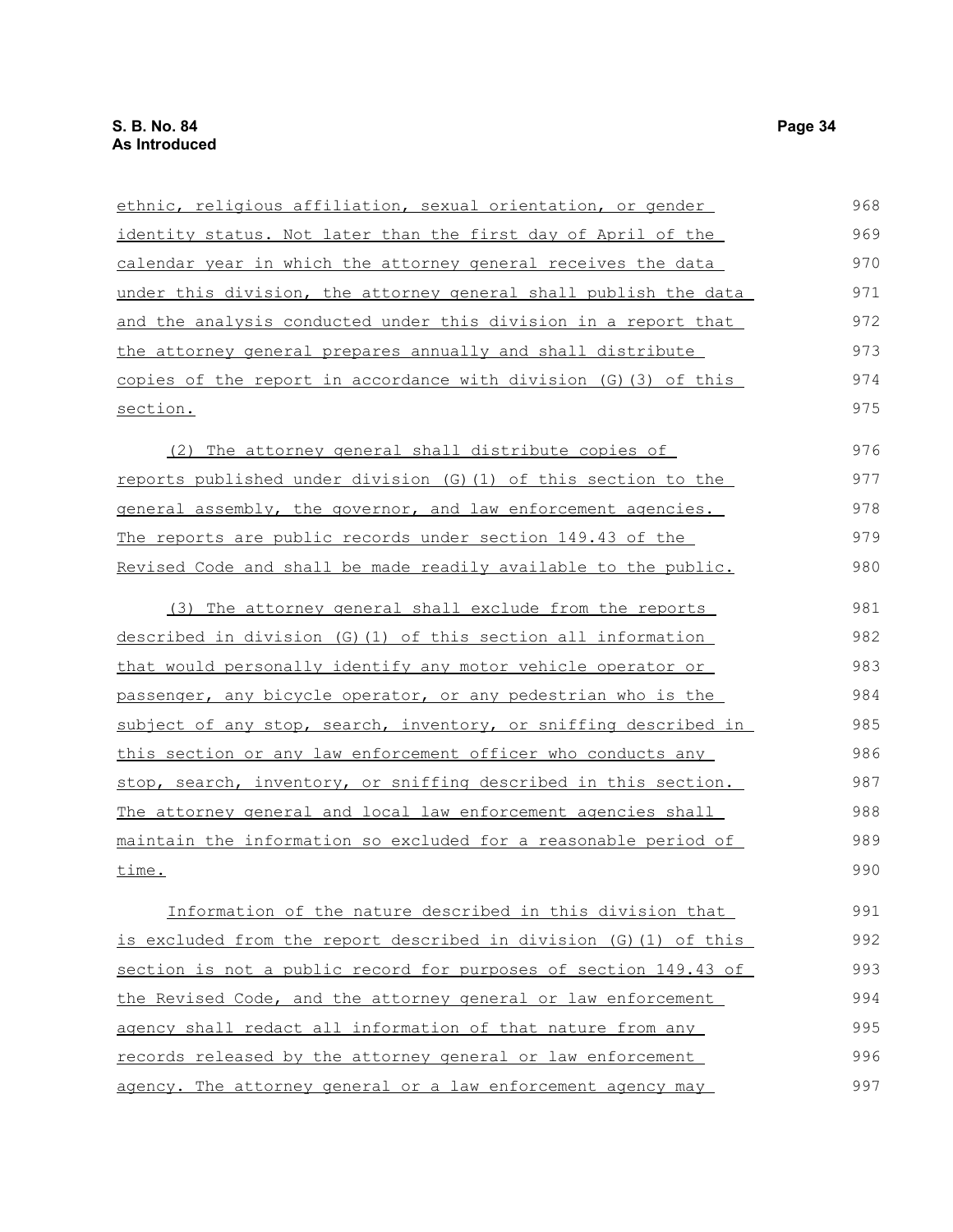ethnic, religious affiliation, sexual orientation, or gender identity status. Not later than the first day of April of the calendar year in which the attorney general receives the data under this division, the attorney general shall publish the data and the analysis conducted under this division in a report that the attorney general prepares annually and shall distribute copies of the report in accordance with division (G)(3) of this section.

(2) The attorney general shall distribute copies of reports published under division (G)(1) of this section to the general assembly, the governor, and law enforcement agencies. The reports are public records under section 149.43 of the Revised Code and shall be made readily available to the public.

(3) The attorney general shall exclude from the reports described in division (G)(1) of this section all information that would personally identify any motor vehicle operator or passenger, any bicycle operator, or any pedestrian who is the subject of any stop, search, inventory, or sniffing described in this section or any law enforcement officer who conducts any stop, search, inventory, or sniffing described in this section. The attorney general and local law enforcement agencies shall maintain the information so excluded for a reasonable period of time.

Information of the nature described in this division that is excluded from the report described in division (G)(1) of this section is not a public record for purposes of section 149.43 of the Revised Code, and the attorney general or law enforcement agency shall redact all information of that nature from any records released by the attorney general or law enforcement agency. The attorney general or a law enforcement agency may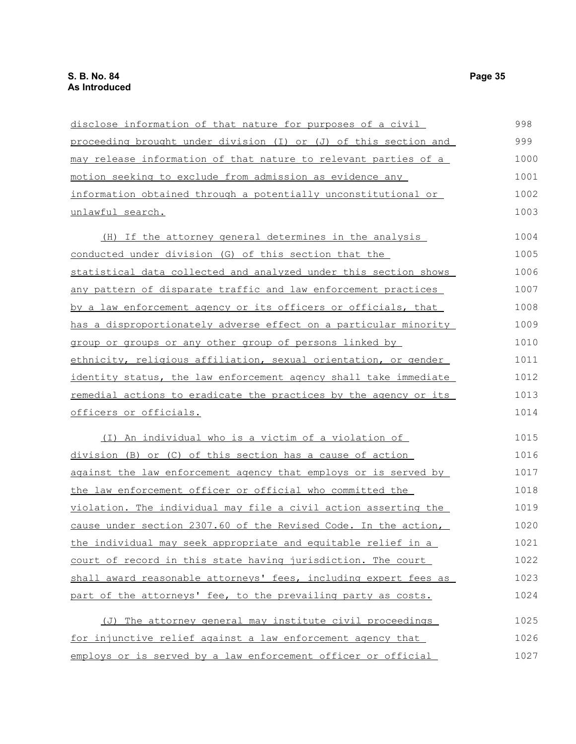disclose information of that nature for purposes of a civil proceeding brought under division (I) or (J) of this section and may release information of that nature to relevant parties of a motion seeking to exclude from admission as evidence any information obtained through a potentially unconstitutional or unlawful search.

(H) If the attorney general determines in the analysis conducted under division (G) of this section that the statistical data collected and analyzed under this section shows any pattern of disparate traffic and law enforcement practices by a law enforcement agency or its officers or officials, that has a disproportionately adverse effect on a particular minority group or groups or any other group of persons linked by ethnicity, religious affiliation, sexual orientation, or gender identity status, the law enforcement agency shall take immediate remedial actions to eradicate the practices by the agency or its officers or officials.

(I) An individual who is a victim of a violation of division (B) or (C) of this section has a cause of action against the law enforcement agency that employs or is served by the law enforcement officer or official who committed the violation. The individual may file a civil action asserting the cause under section 2307.60 of the Revised Code. In the action, the individual may seek appropriate and equitable relief in a court of record in this state having jurisdiction. The court shall award reasonable attorneys' fees, including expert fees as part of the attorneys' fee, to the prevailing party as costs.

(J) The attorney general may institute civil proceedings for injunctive relief against a law enforcement agency that employs or is served by a law enforcement officer or official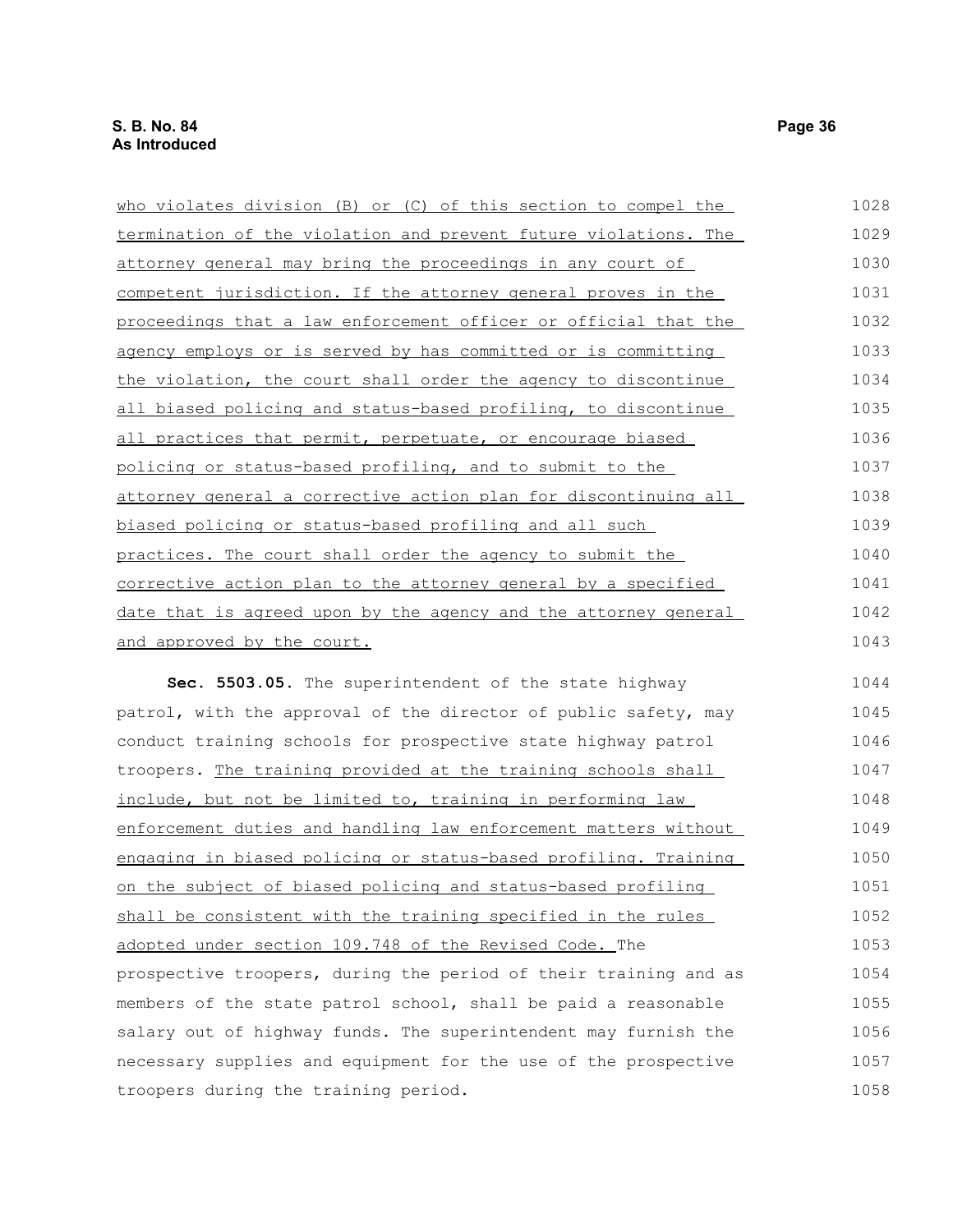who violates division (B) or (C) of this section to compel the termination of the violation and prevent future violations. The attorney general may bring the proceedings in any court of competent jurisdiction. If the attorney general proves in the proceedings that a law enforcement officer or official that the agency employs or is served by has committed or is committing the violation, the court shall order the agency to discontinue all biased policing and status-based profiling, to discontinue all practices that permit, perpetuate, or encourage biased policing or status-based profiling, and to submit to the attorney general a corrective action plan for discontinuing all biased policing or status-based profiling and all such practices. The court shall order the agency to submit the corrective action plan to the attorney general by a specified date that is agreed upon by the agency and the attorney general and approved by the court.

**Sec. 5503.05.** The superintendent of the state highway patrol, with the approval of the director of public safety, may conduct training schools for prospective state highway patrol troopers. The training provided at the training schools shall include, but not be limited to, training in performing law enforcement duties and handling law enforcement matters without engaging in biased policing or status-based profiling. Training on the subject of biased policing and status-based profiling shall be consistent with the training specified in the rules adopted under section 109.748 of the Revised Code. The prospective troopers, during the period of their training and as members of the state patrol school, shall be paid a reasonable salary out of highway funds. The superintendent may furnish the necessary supplies and equipment for the use of the prospective troopers during the training period.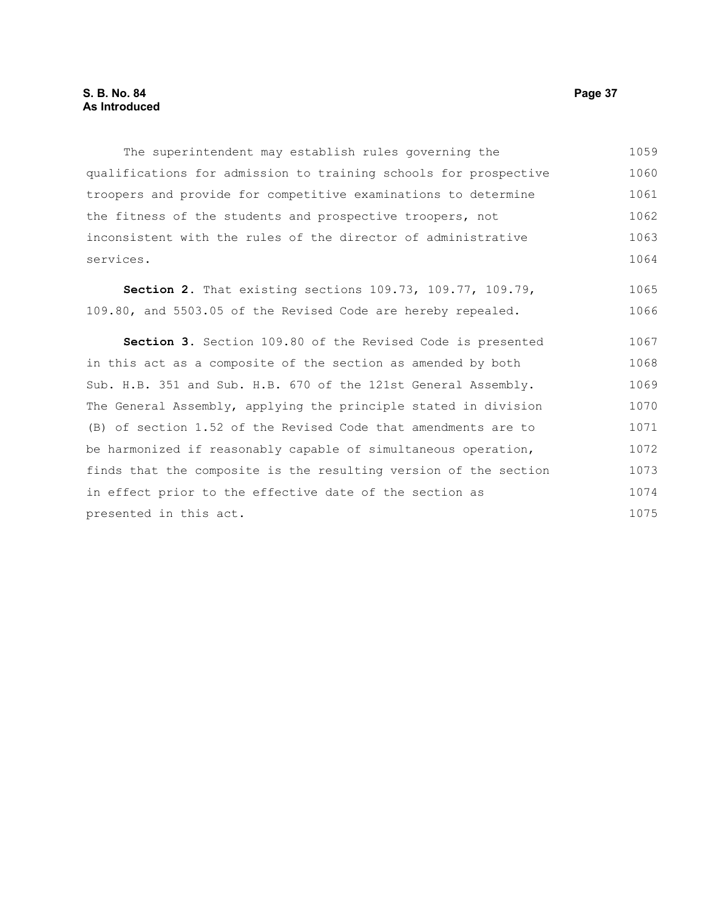The superintendent may establish rules governing the qualifications for admission to training schools for prospective troopers and provide for competitive examinations to determine the fitness of the students and prospective troopers, not inconsistent with the rules of the director of administrative services.

**Section 2.** That existing sections 109.73, 109.77, 109.79, 109.80, and 5503.05 of the Revised Code are hereby repealed.

**Section 3.** Section 109.80 of the Revised Code is presented in this act as a composite of the section as amended by both Sub. H.B. 351 and Sub. H.B. 670 of the 121st General Assembly. The General Assembly, applying the principle stated in division (B) of section 1.52 of the Revised Code that amendments are to be harmonized if reasonably capable of simultaneous operation, finds that the composite is the resulting version of the section in effect prior to the effective date of the section as presented in this act.